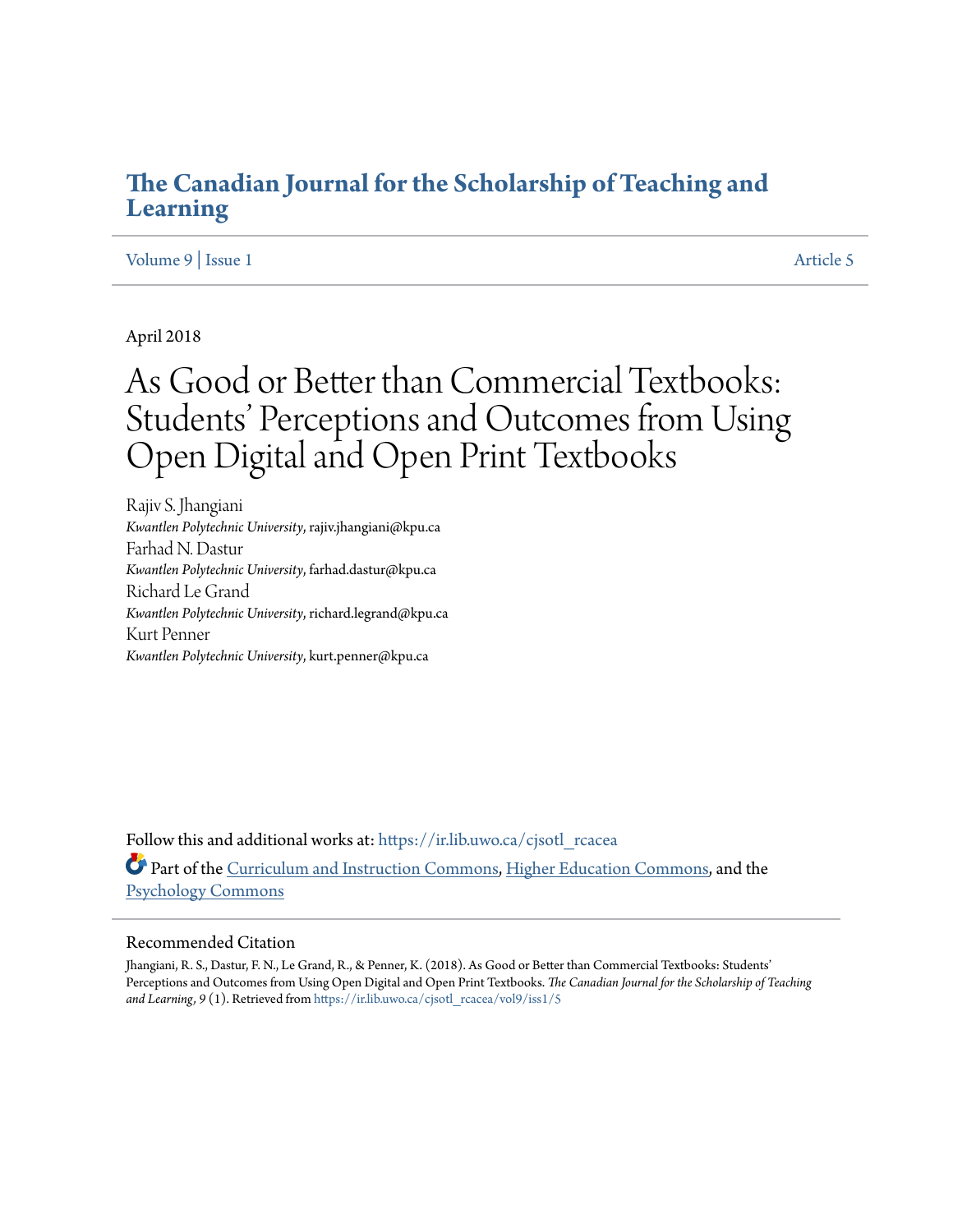# The Canadian Journal for the Scholarship of Teaching and Learning

Volume 9 | Issue 1 Article 5

April 2018

# As Good or Better than Commercial Textbooks: Students' Perceptions and Outcomes from Using Open Digital and Open Print Textbooks

Rajiv S. Jhangiani
*Kwantlen Polytechnic University*, rajiv.jhangiani@kpu.ca

Farhad N. Dastur
*Kwantlen Polytechnic University*, farhad.dastur@kpu.ca

Richard Le Grand
*Kwantlen Polytechnic University*, richard.legrand@kpu.ca

Kurt Penner
*Kwantlen Polytechnic University*, kurt.penner@kpu.ca

Follow this and additional works at: https://ir.lib.uwo.ca/cjsotl_rcacea

Part of the Curriculum and Instruction Commons, Higher Education Commons, and the Psychology Commons

## Recommended Citation

Jhangiani, R. S., Dastur, F. N., Le Grand, R., & Penner, K. (2018). As Good or Better than Commercial Textbooks: Students' Perceptions and Outcomes from Using Open Digital and Open Print Textbooks. *The Canadian Journal for the Scholarship of Teaching and Learning, 9* (1). Retrieved from https://ir.lib.uwo.ca/cjsotl_rcacea/vol9/iss1/5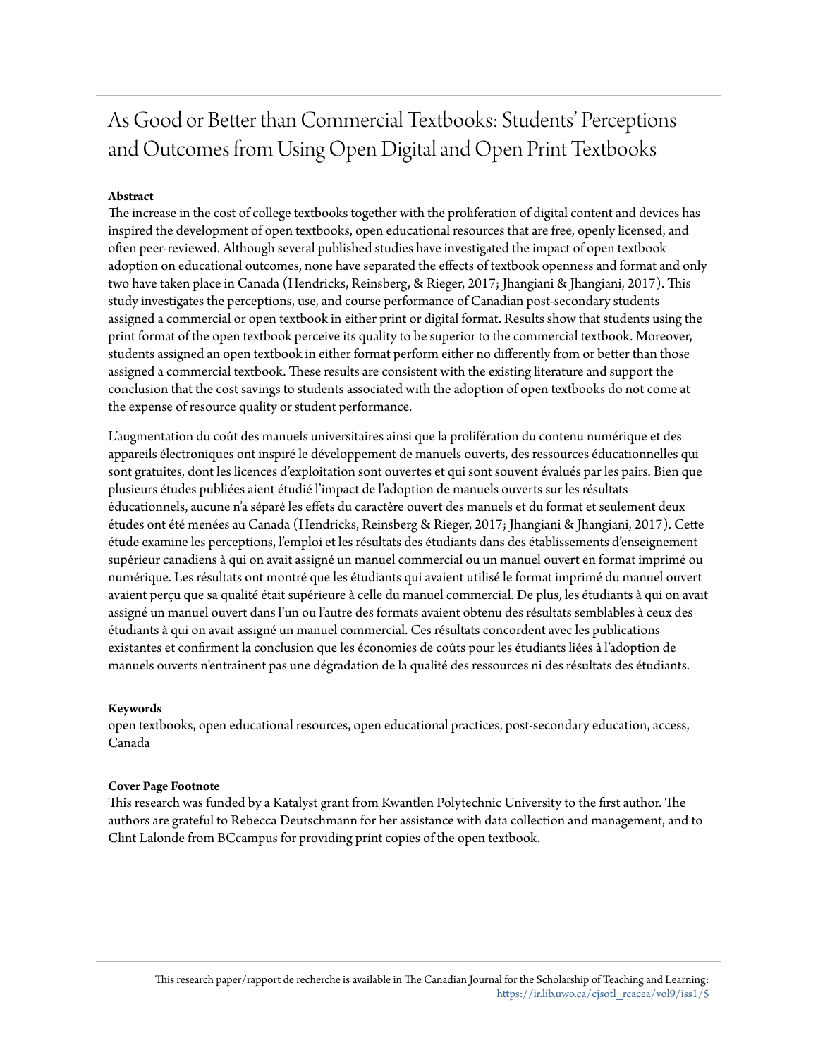# As Good or Better than Commercial Textbooks: Students' Perceptions and Outcomes from Using Open Digital and Open Print Textbooks

**Abstract**

The increase in the cost of college textbooks together with the proliferation of digital content and devices has inspired the development of open textbooks, open educational resources that are free, openly licensed, and often peer-reviewed. Although several published studies have investigated the impact of open textbook adoption on educational outcomes, none have separated the effects of textbook openness and format and only two have taken place in Canada (Hendricks, Reinsberg, & Rieger, 2017; Jhangiani & Jhangiani, 2017). This study investigates the perceptions, use, and course performance of Canadian post-secondary students assigned a commercial or open textbook in either print or digital format. Results show that students using the print format of the open textbook perceive its quality to be superior to the commercial textbook. Moreover, students assigned an open textbook in either format perform either no differently from or better than those assigned a commercial textbook. These results are consistent with the existing literature and support the conclusion that the cost savings to students associated with the adoption of open textbooks do not come at the expense of resource quality or student performance.

L'augmentation du coût des manuels universitaires ainsi que la prolifération du contenu numérique et des appareils électroniques ont inspiré le développement de manuels ouverts, des ressources éducationnelles qui sont gratuites, dont les licences d'exploitation sont ouvertes et qui sont souvent évalués par les pairs. Bien que plusieurs études publiées aient étudié l'impact de l'adoption de manuels ouverts sur les résultats éducationnels, aucune n'a séparé les effets du caractère ouvert des manuels et du format et seulement deux études ont été menées au Canada (Hendricks, Reinsberg & Rieger, 2017; Jhangiani & Jhangiani, 2017). Cette étude examine les perceptions, l'emploi et les résultats des étudiants dans des établissements d'enseignement supérieur canadiens à qui on avait assigné un manuel commercial ou un manuel ouvert en format imprimé ou numérique. Les résultats ont montré que les étudiants qui avaient utilisé le format imprimé du manuel ouvert avaient perçu que sa qualité était supérieure à celle du manuel commercial. De plus, les étudiants à qui on avait assigné un manuel ouvert dans l'un ou l'autre des formats avaient obtenu des résultats semblables à ceux des étudiants à qui on avait assigné un manuel commercial. Ces résultats concordent avec les publications existantes et confirment la conclusion que les économies de coûts pour les étudiants liées à l'adoption de manuels ouverts n'entraînent pas une dégradation de la qualité des ressources ni des résultats des étudiants.

**Keywords**

open textbooks, open educational resources, open educational practices, post-secondary education, access, Canada

**Cover Page Footnote**

This research was funded by a Katalyst grant from Kwantlen Polytechnic University to the first author. The authors are grateful to Rebecca Deutschmann for her assistance with data collection and management, and to Clint Lalonde from BCcampus for providing print copies of the open textbook.

This research paper/rapport de recherche is available in The Canadian Journal for the Scholarship of Teaching and Learning: https://ir.lib.uwo.ca/cjsotl_rcacea/vol9/iss1/5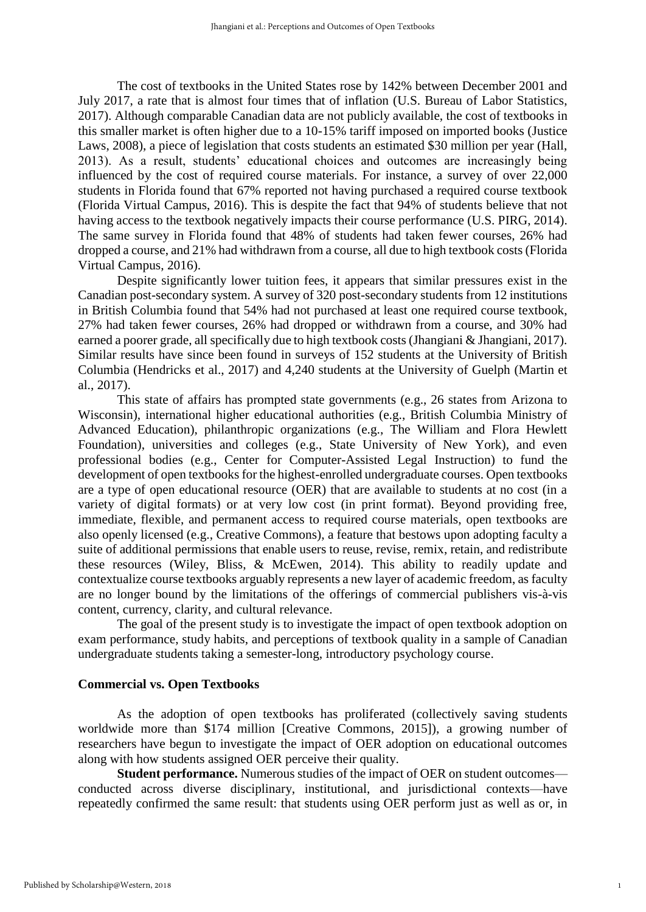The cost of textbooks in the United States rose by 142% between December 2001 and July 2017, a rate that is almost four times that of inflation (U.S. Bureau of Labor Statistics, 2017). Although comparable Canadian data are not publicly available, the cost of textbooks in this smaller market is often higher due to a 10-15% tariff imposed on imported books (Justice Laws, 2008), a piece of legislation that costs students an estimated $30 million per year (Hall, 2013). As a result, students' educational choices and outcomes are increasingly being influenced by the cost of required course materials. For instance, a survey of over 22,000 students in Florida found that 67% reported not having purchased a required course textbook (Florida Virtual Campus, 2016). This is despite the fact that 94% of students believe that not having access to the textbook negatively impacts their course performance (U.S. PIRG, 2014). The same survey in Florida found that 48% of students had taken fewer courses, 26% had dropped a course, and 21% had withdrawn from a course, all due to high textbook costs (Florida Virtual Campus, 2016).

Despite significantly lower tuition fees, it appears that similar pressures exist in the Canadian post-secondary system. A survey of 320 post-secondary students from 12 institutions in British Columbia found that 54% had not purchased at least one required course textbook, 27% had taken fewer courses, 26% had dropped or withdrawn from a course, and 30% had earned a poorer grade, all specifically due to high textbook costs (Jhangiani & Jhangiani, 2017). Similar results have since been found in surveys of 152 students at the University of British Columbia (Hendricks et al., 2017) and 4,240 students at the University of Guelph (Martin et al., 2017).

This state of affairs has prompted state governments (e.g., 26 states from Arizona to Wisconsin), international higher educational authorities (e.g., British Columbia Ministry of Advanced Education), philanthropic organizations (e.g., The William and Flora Hewlett Foundation), universities and colleges (e.g., State University of New York), and even professional bodies (e.g., Center for Computer-Assisted Legal Instruction) to fund the development of open textbooks for the highest-enrolled undergraduate courses. Open textbooks are a type of open educational resource (OER) that are available to students at no cost (in a variety of digital formats) or at very low cost (in print format). Beyond providing free, immediate, flexible, and permanent access to required course materials, open textbooks are also openly licensed (e.g., Creative Commons), a feature that bestows upon adopting faculty a suite of additional permissions that enable users to reuse, revise, remix, retain, and redistribute these resources (Wiley, Bliss, & McEwen, 2014). This ability to readily update and contextualize course textbooks arguably represents a new layer of academic freedom, as faculty are no longer bound by the limitations of the offerings of commercial publishers vis-à-vis content, currency, clarity, and cultural relevance.

The goal of the present study is to investigate the impact of open textbook adoption on exam performance, study habits, and perceptions of textbook quality in a sample of Canadian undergraduate students taking a semester-long, introductory psychology course.

## Commercial vs. Open Textbooks

As the adoption of open textbooks has proliferated (collectively saving students worldwide more than $174 million [Creative Commons, 2015]), a growing number of researchers have begun to investigate the impact of OER adoption on educational outcomes along with how students assigned OER perceive their quality.

**Student performance.** Numerous studies of the impact of OER on student outcomes—conducted across diverse disciplinary, institutional, and jurisdictional contexts—have repeatedly confirmed the same result: that students using OER perform just as well as or, in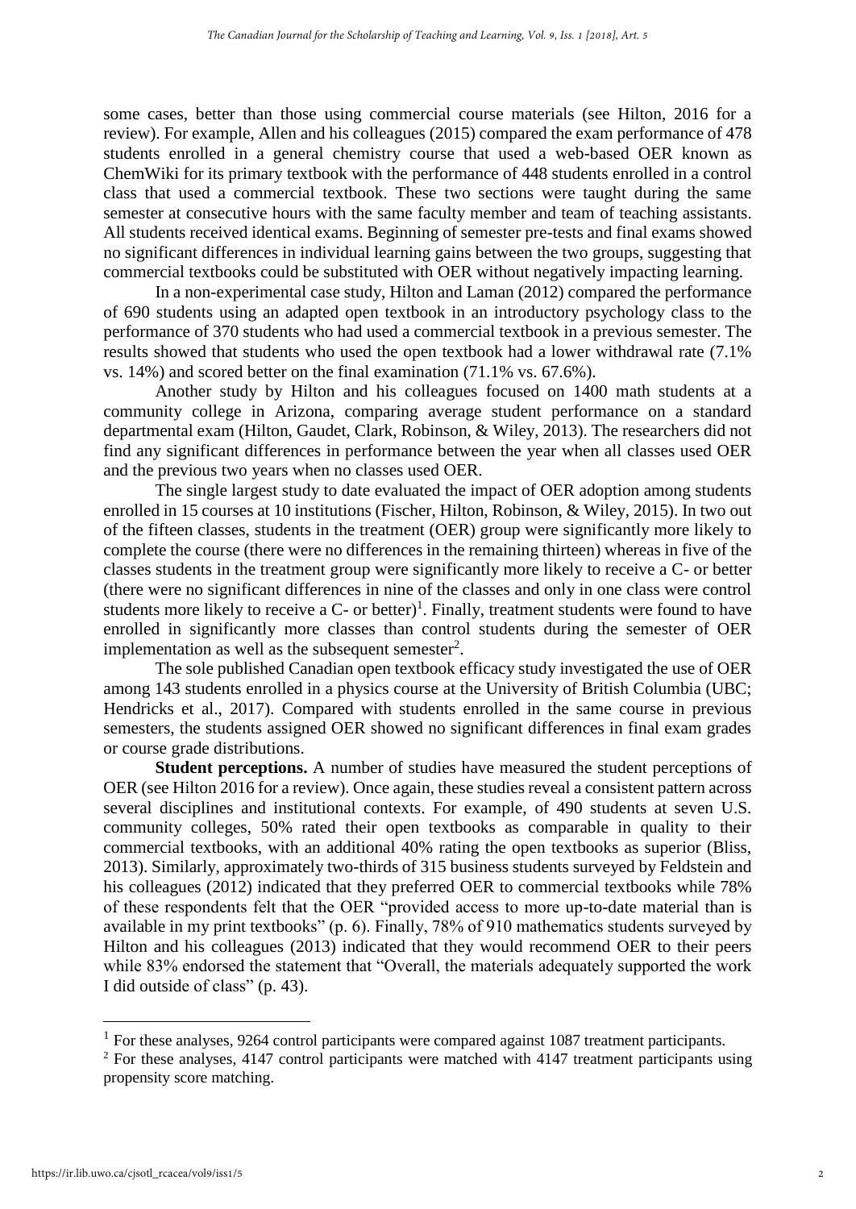some cases, better than those using commercial course materials (see Hilton, 2016 for a review). For example, Allen and his colleagues (2015) compared the exam performance of 478 students enrolled in a general chemistry course that used a web-based OER known as ChemWiki for its primary textbook with the performance of 448 students enrolled in a control class that used a commercial textbook. These two sections were taught during the same semester at consecutive hours with the same faculty member and team of teaching assistants. All students received identical exams. Beginning of semester pre-tests and final exams showed no significant differences in individual learning gains between the two groups, suggesting that commercial textbooks could be substituted with OER without negatively impacting learning.

In a non-experimental case study, Hilton and Laman (2012) compared the performance of 690 students using an adapted open textbook in an introductory psychology class to the performance of 370 students who had used a commercial textbook in a previous semester. The results showed that students who used the open textbook had a lower withdrawal rate (7.1% vs. 14%) and scored better on the final examination (71.1% vs. 67.6%).

Another study by Hilton and his colleagues focused on 1400 math students at a community college in Arizona, comparing average student performance on a standard departmental exam (Hilton, Gaudet, Clark, Robinson, & Wiley, 2013). The researchers did not find any significant differences in performance between the year when all classes used OER and the previous two years when no classes used OER.

The single largest study to date evaluated the impact of OER adoption among students enrolled in 15 courses at 10 institutions (Fischer, Hilton, Robinson, & Wiley, 2015). In two out of the fifteen classes, students in the treatment (OER) group were significantly more likely to complete the course (there were no differences in the remaining thirteen) whereas in five of the classes students in the treatment group were significantly more likely to receive a C- or better (there were no significant differences in nine of the classes and only in one class were control students more likely to receive a C- or better)[1]. Finally, treatment students were found to have enrolled in significantly more classes than control students during the semester of OER implementation as well as the subsequent semester[2].

The sole published Canadian open textbook efficacy study investigated the use of OER among 143 students enrolled in a physics course at the University of British Columbia (UBC; Hendricks et al., 2017). Compared with students enrolled in the same course in previous semesters, the students assigned OER showed no significant differences in final exam grades or course grade distributions.

**Student perceptions.** A number of studies have measured the student perceptions of OER (see Hilton 2016 for a review). Once again, these studies reveal a consistent pattern across several disciplines and institutional contexts. For example, of 490 students at seven U.S. community colleges, 50% rated their open textbooks as comparable in quality to their commercial textbooks, with an additional 40% rating the open textbooks as superior (Bliss, 2013). Similarly, approximately two-thirds of 315 business students surveyed by Feldstein and his colleagues (2012) indicated that they preferred OER to commercial textbooks while 78% of these respondents felt that the OER "provided access to more up-to-date material than is available in my print textbooks" (p. 6). Finally, 78% of 910 mathematics students surveyed by Hilton and his colleagues (2013) indicated that they would recommend OER to their peers while 83% endorsed the statement that "Overall, the materials adequately supported the work I did outside of class" (p. 43).

[1] For these analyses, 9264 control participants were compared against 1087 treatment participants.

[2] For these analyses, 4147 control participants were matched with 4147 treatment participants using propensity score matching.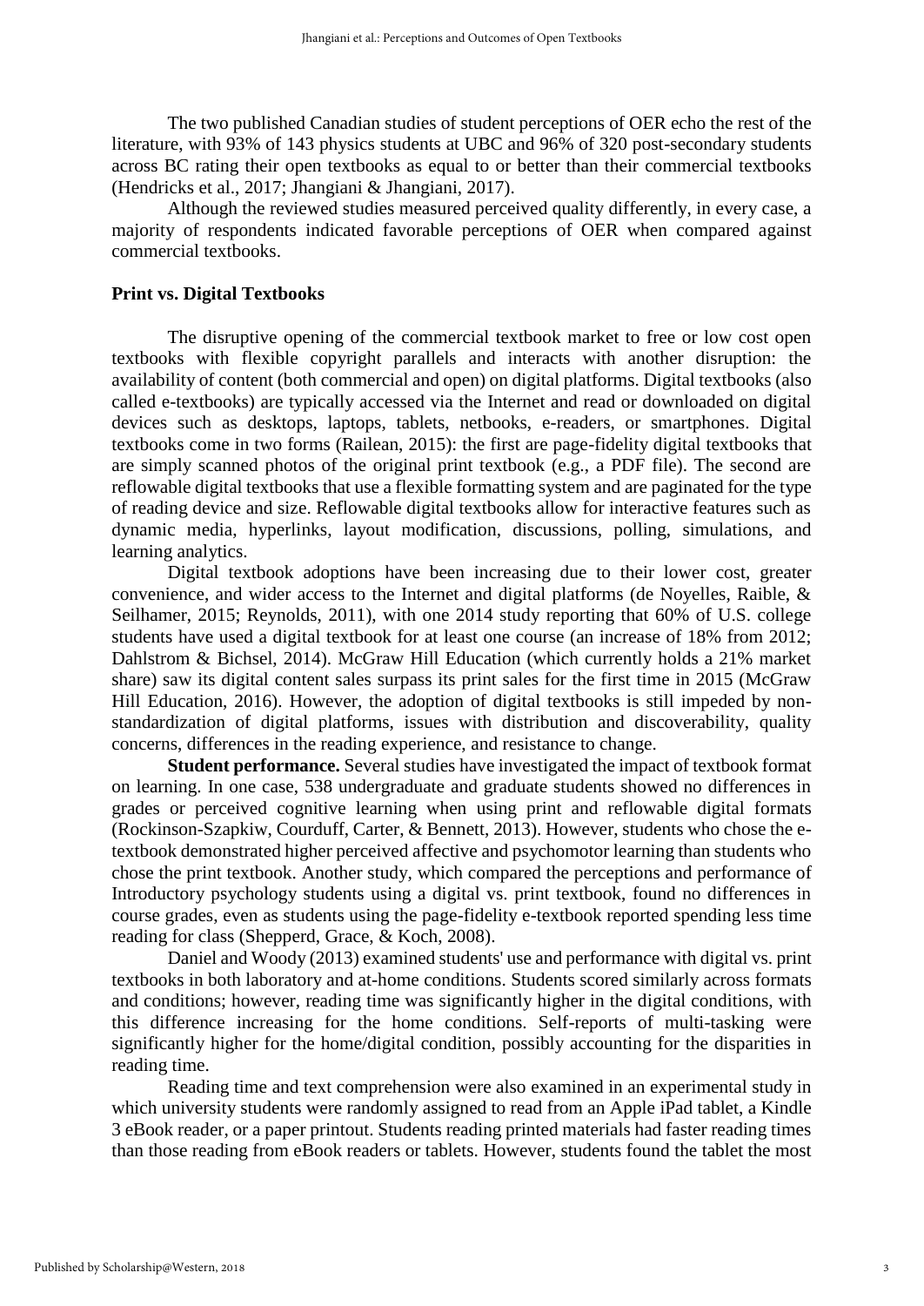The two published Canadian studies of student perceptions of OER echo the rest of the literature, with 93% of 143 physics students at UBC and 96% of 320 post-secondary students across BC rating their open textbooks as equal to or better than their commercial textbooks (Hendricks et al., 2017; Jhangiani & Jhangiani, 2017).

Although the reviewed studies measured perceived quality differently, in every case, a majority of respondents indicated favorable perceptions of OER when compared against commercial textbooks.

### Print vs. Digital Textbooks

The disruptive opening of the commercial textbook market to free or low cost open textbooks with flexible copyright parallels and interacts with another disruption: the availability of content (both commercial and open) on digital platforms. Digital textbooks (also called e-textbooks) are typically accessed via the Internet and read or downloaded on digital devices such as desktops, laptops, tablets, netbooks, e-readers, or smartphones. Digital textbooks come in two forms (Railean, 2015): the first are page-fidelity digital textbooks that are simply scanned photos of the original print textbook (e.g., a PDF file). The second are reflowable digital textbooks that use a flexible formatting system and are paginated for the type of reading device and size. Reflowable digital textbooks allow for interactive features such as dynamic media, hyperlinks, layout modification, discussions, polling, simulations, and learning analytics.

Digital textbook adoptions have been increasing due to their lower cost, greater convenience, and wider access to the Internet and digital platforms (de Noyelles, Raible, & Seilhamer, 2015; Reynolds, 2011), with one 2014 study reporting that 60% of U.S. college students have used a digital textbook for at least one course (an increase of 18% from 2012; Dahlstrom & Bichsel, 2014). McGraw Hill Education (which currently holds a 21% market share) saw its digital content sales surpass its print sales for the first time in 2015 (McGraw Hill Education, 2016). However, the adoption of digital textbooks is still impeded by non-standardization of digital platforms, issues with distribution and discoverability, quality concerns, differences in the reading experience, and resistance to change.

**Student performance.** Several studies have investigated the impact of textbook format on learning. In one case, 538 undergraduate and graduate students showed no differences in grades or perceived cognitive learning when using print and reflowable digital formats (Rockinson-Szapkiw, Courduff, Carter, & Bennett, 2013). However, students who chose the e-textbook demonstrated higher perceived affective and psychomotor learning than students who chose the print textbook. Another study, which compared the perceptions and performance of Introductory psychology students using a digital vs. print textbook, found no differences in course grades, even as students using the page-fidelity e-textbook reported spending less time reading for class (Shepperd, Grace, & Koch, 2008).

Daniel and Woody (2013) examined students' use and performance with digital vs. print textbooks in both laboratory and at-home conditions. Students scored similarly across formats and conditions; however, reading time was significantly higher in the digital conditions, with this difference increasing for the home conditions. Self-reports of multi-tasking were significantly higher for the home/digital condition, possibly accounting for the disparities in reading time.

Reading time and text comprehension were also examined in an experimental study in which university students were randomly assigned to read from an Apple iPad tablet, a Kindle 3 eBook reader, or a paper printout. Students reading printed materials had faster reading times than those reading from eBook readers or tablets. However, students found the tablet the most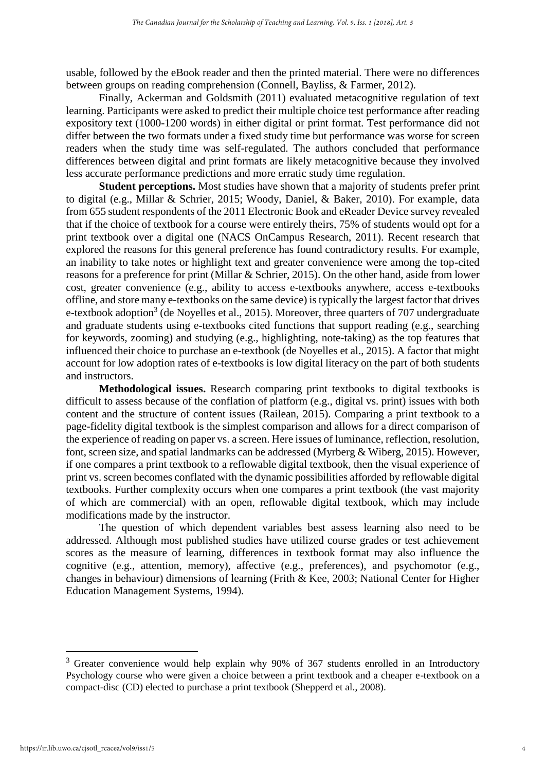usable, followed by the eBook reader and then the printed material. There were no differences between groups on reading comprehension (Connell, Bayliss, & Farmer, 2012).

Finally, Ackerman and Goldsmith (2011) evaluated metacognitive regulation of text learning. Participants were asked to predict their multiple choice test performance after reading expository text (1000-1200 words) in either digital or print format. Test performance did not differ between the two formats under a fixed study time but performance was worse for screen readers when the study time was self-regulated. The authors concluded that performance differences between digital and print formats are likely metacognitive because they involved less accurate performance predictions and more erratic study time regulation.

**Student perceptions.** Most studies have shown that a majority of students prefer print to digital (e.g., Millar & Schrier, 2015; Woody, Daniel, & Baker, 2010). For example, data from 655 student respondents of the 2011 Electronic Book and eReader Device survey revealed that if the choice of textbook for a course were entirely theirs, 75% of students would opt for a print textbook over a digital one (NACS OnCampus Research, 2011). Recent research that explored the reasons for this general preference has found contradictory results. For example, an inability to take notes or highlight text and greater convenience were among the top-cited reasons for a preference for print (Millar & Schrier, 2015). On the other hand, aside from lower cost, greater convenience (e.g., ability to access e-textbooks anywhere, access e-textbooks offline, and store many e-textbooks on the same device) is typically the largest factor that drives e-textbook adoption[3] (de Noyelles et al., 2015). Moreover, three quarters of 707 undergraduate and graduate students using e-textbooks cited functions that support reading (e.g., searching for keywords, zooming) and studying (e.g., highlighting, note-taking) as the top features that influenced their choice to purchase an e-textbook (de Noyelles et al., 2015). A factor that might account for low adoption rates of e-textbooks is low digital literacy on the part of both students and instructors.

**Methodological issues.** Research comparing print textbooks to digital textbooks is difficult to assess because of the conflation of platform (e.g., digital vs. print) issues with both content and the structure of content issues (Railean, 2015). Comparing a print textbook to a page-fidelity digital textbook is the simplest comparison and allows for a direct comparison of the experience of reading on paper vs. a screen. Here issues of luminance, reflection, resolution, font, screen size, and spatial landmarks can be addressed (Myrberg & Wiberg, 2015). However, if one compares a print textbook to a reflowable digital textbook, then the visual experience of print vs. screen becomes conflated with the dynamic possibilities afforded by reflowable digital textbooks. Further complexity occurs when one compares a print textbook (the vast majority of which are commercial) with an open, reflowable digital textbook, which may include modifications made by the instructor.

The question of which dependent variables best assess learning also need to be addressed. Although most published studies have utilized course grades or test achievement scores as the measure of learning, differences in textbook format may also influence the cognitive (e.g., attention, memory), affective (e.g., preferences), and psychomotor (e.g., changes in behaviour) dimensions of learning (Frith & Kee, 2003; National Center for Higher Education Management Systems, 1994).

---

[3] Greater convenience would help explain why 90% of 367 students enrolled in an Introductory Psychology course who were given a choice between a print textbook and a cheaper e-textbook on a compact-disc (CD) elected to purchase a print textbook (Shepperd et al., 2008).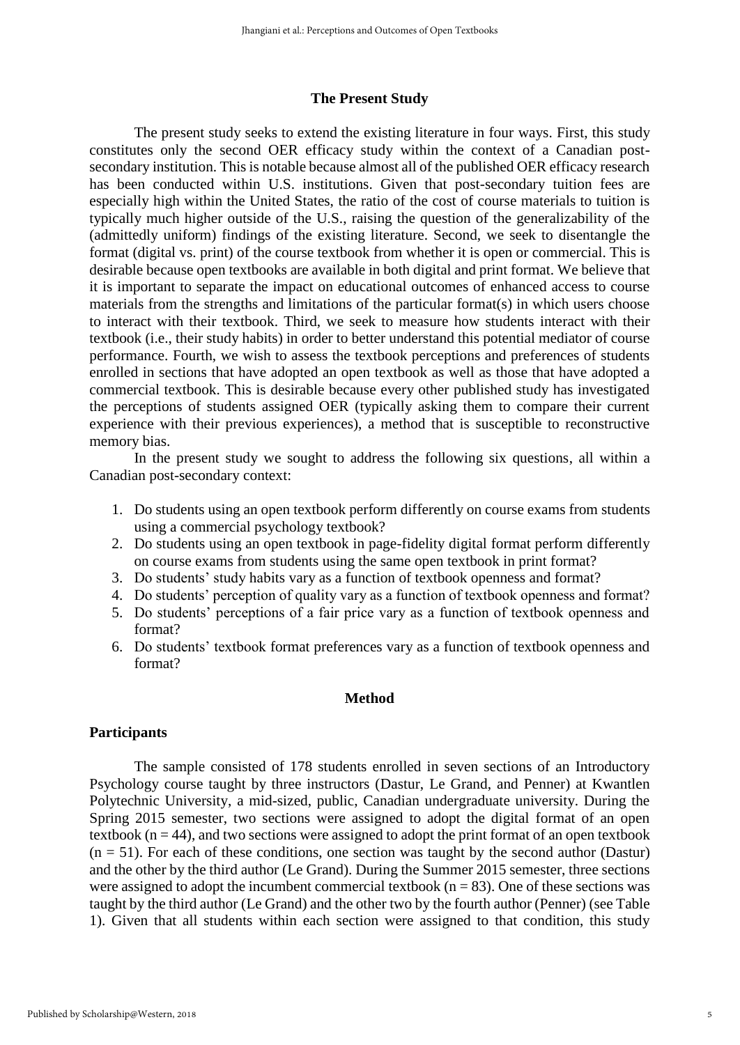## The Present Study

The present study seeks to extend the existing literature in four ways. First, this study constitutes only the second OER efficacy study within the context of a Canadian post-secondary institution. This is notable because almost all of the published OER efficacy research has been conducted within U.S. institutions. Given that post-secondary tuition fees are especially high within the United States, the ratio of the cost of course materials to tuition is typically much higher outside of the U.S., raising the question of the generalizability of the (admittedly uniform) findings of the existing literature. Second, we seek to disentangle the format (digital vs. print) of the course textbook from whether it is open or commercial. This is desirable because open textbooks are available in both digital and print format. We believe that it is important to separate the impact on educational outcomes of enhanced access to course materials from the strengths and limitations of the particular format(s) in which users choose to interact with their textbook. Third, we seek to measure how students interact with their textbook (i.e., their study habits) in order to better understand this potential mediator of course performance. Fourth, we wish to assess the textbook perceptions and preferences of students enrolled in sections that have adopted an open textbook as well as those that have adopted a commercial textbook. This is desirable because every other published study has investigated the perceptions of students assigned OER (typically asking them to compare their current experience with their previous experiences), a method that is susceptible to reconstructive memory bias.

In the present study we sought to address the following six questions, all within a Canadian post-secondary context:

1. Do students using an open textbook perform differently on course exams from students using a commercial psychology textbook?
2. Do students using an open textbook in page-fidelity digital format perform differently on course exams from students using the same open textbook in print format?
3. Do students' study habits vary as a function of textbook openness and format?
4. Do students' perception of quality vary as a function of textbook openness and format?
5. Do students' perceptions of a fair price vary as a function of textbook openness and format?
6. Do students' textbook format preferences vary as a function of textbook openness and format?

## Method

### Participants

The sample consisted of 178 students enrolled in seven sections of an Introductory Psychology course taught by three instructors (Dastur, Le Grand, and Penner) at Kwantlen Polytechnic University, a mid-sized, public, Canadian undergraduate university. During the Spring 2015 semester, two sections were assigned to adopt the digital format of an open textbook ($n = 44$), and two sections were assigned to adopt the print format of an open textbook ($n = 51$). For each of these conditions, one section was taught by the second author (Dastur) and the other by the third author (Le Grand). During the Summer 2015 semester, three sections were assigned to adopt the incumbent commercial textbook ($n = 83$). One of these sections was taught by the third author (Le Grand) and the other two by the fourth author (Penner) (see Table 1). Given that all students within each section were assigned to that condition, this study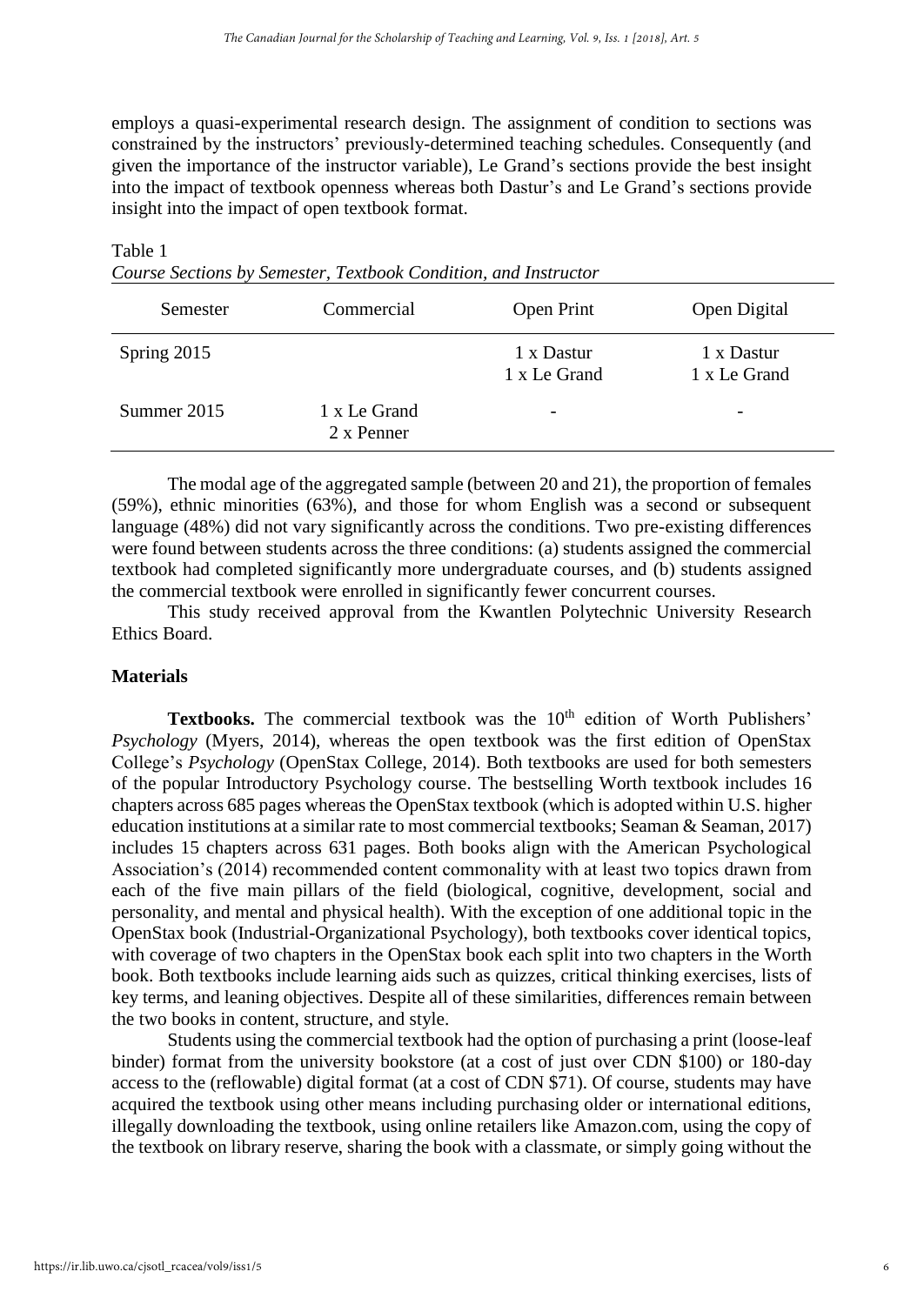employs a quasi-experimental research design. The assignment of condition to sections was constrained by the instructors' previously-determined teaching schedules. Consequently (and given the importance of the instructor variable), Le Grand's sections provide the best insight into the impact of textbook openness whereas both Dastur's and Le Grand's sections provide insight into the impact of open textbook format.

Table 1
*Course Sections by Semester, Textbook Condition, and Instructor*

| Semester | Commercial | Open Print | Open Digital |
|---|---|---|---|
| Spring 2015 | | 1 x Dastur<br>1 x Le Grand | 1 x Dastur<br>1 x Le Grand |
| Summer 2015 | 1 x Le Grand<br>2 x Penner | - | - |

The modal age of the aggregated sample (between 20 and 21), the proportion of females (59%), ethnic minorities (63%), and those for whom English was a second or subsequent language (48%) did not vary significantly across the conditions. Two pre-existing differences were found between students across the three conditions: (a) students assigned the commercial textbook had completed significantly more undergraduate courses, and (b) students assigned the commercial textbook were enrolled in significantly fewer concurrent courses.

This study received approval from the Kwantlen Polytechnic University Research Ethics Board.

## Materials

**Textbooks.** The commercial textbook was the 10th edition of Worth Publishers' *Psychology* (Myers, 2014), whereas the open textbook was the first edition of OpenStax College's *Psychology* (OpenStax College, 2014). Both textbooks are used for both semesters of the popular Introductory Psychology course. The bestselling Worth textbook includes 16 chapters across 685 pages whereas the OpenStax textbook (which is adopted within U.S. higher education institutions at a similar rate to most commercial textbooks; Seaman & Seaman, 2017) includes 15 chapters across 631 pages. Both books align with the American Psychological Association's (2014) recommended content commonality with at least two topics drawn from each of the five main pillars of the field (biological, cognitive, development, social and personality, and mental and physical health). With the exception of one additional topic in the OpenStax book (Industrial-Organizational Psychology), both textbooks cover identical topics, with coverage of two chapters in the OpenStax book each split into two chapters in the Worth book. Both textbooks include learning aids such as quizzes, critical thinking exercises, lists of key terms, and leaning objectives. Despite all of these similarities, differences remain between the two books in content, structure, and style.

Students using the commercial textbook had the option of purchasing a print (loose-leaf binder) format from the university bookstore (at a cost of just over CDN $100) or 180-day access to the (reflowable) digital format (at a cost of CDN $71). Of course, students may have acquired the textbook using other means including purchasing older or international editions, illegally downloading the textbook, using online retailers like Amazon.com, using the copy of the textbook on library reserve, sharing the book with a classmate, or simply going without the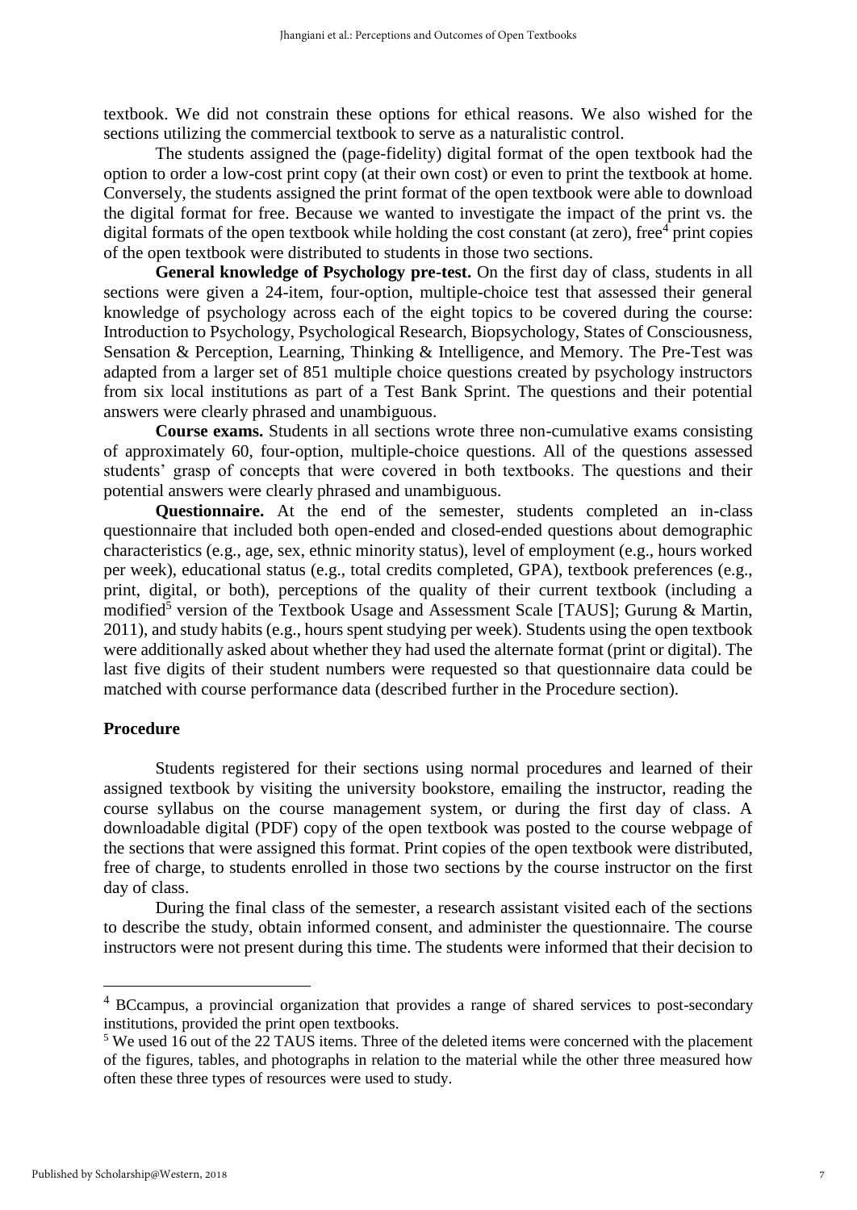textbook. We did not constrain these options for ethical reasons. We also wished for the sections utilizing the commercial textbook to serve as a naturalistic control.

The students assigned the (page-fidelity) digital format of the open textbook had the option to order a low-cost print copy (at their own cost) or even to print the textbook at home. Conversely, the students assigned the print format of the open textbook were able to download the digital format for free. Because we wanted to investigate the impact of the print vs. the digital formats of the open textbook while holding the cost constant (at zero), free[4] print copies of the open textbook were distributed to students in those two sections.

**General knowledge of Psychology pre-test.** On the first day of class, students in all sections were given a 24-item, four-option, multiple-choice test that assessed their general knowledge of psychology across each of the eight topics to be covered during the course: Introduction to Psychology, Psychological Research, Biopsychology, States of Consciousness, Sensation & Perception, Learning, Thinking & Intelligence, and Memory. The Pre-Test was adapted from a larger set of 851 multiple choice questions created by psychology instructors from six local institutions as part of a Test Bank Sprint. The questions and their potential answers were clearly phrased and unambiguous.

**Course exams.** Students in all sections wrote three non-cumulative exams consisting of approximately 60, four-option, multiple-choice questions. All of the questions assessed students' grasp of concepts that were covered in both textbooks. The questions and their potential answers were clearly phrased and unambiguous.

**Questionnaire.** At the end of the semester, students completed an in-class questionnaire that included both open-ended and closed-ended questions about demographic characteristics (e.g., age, sex, ethnic minority status), level of employment (e.g., hours worked per week), educational status (e.g., total credits completed, GPA), textbook preferences (e.g., print, digital, or both), perceptions of the quality of their current textbook (including a modified[5] version of the Textbook Usage and Assessment Scale [TAUS]; Gurung & Martin, 2011), and study habits (e.g., hours spent studying per week). Students using the open textbook were additionally asked about whether they had used the alternate format (print or digital). The last five digits of their student numbers were requested so that questionnaire data could be matched with course performance data (described further in the Procedure section).

## Procedure

Students registered for their sections using normal procedures and learned of their assigned textbook by visiting the university bookstore, emailing the instructor, reading the course syllabus on the course management system, or during the first day of class. A downloadable digital (PDF) copy of the open textbook was posted to the course webpage of the sections that were assigned this format. Print copies of the open textbook were distributed, free of charge, to students enrolled in those two sections by the course instructor on the first day of class.

During the final class of the semester, a research assistant visited each of the sections to describe the study, obtain informed consent, and administer the questionnaire. The course instructors were not present during this time. The students were informed that their decision to

---

[4] BCcampus, a provincial organization that provides a range of shared services to post-secondary institutions, provided the print open textbooks.

[5] We used 16 out of the 22 TAUS items. Three of the deleted items were concerned with the placement of the figures, tables, and photographs in relation to the material while the other three measured how often these three types of resources were used to study.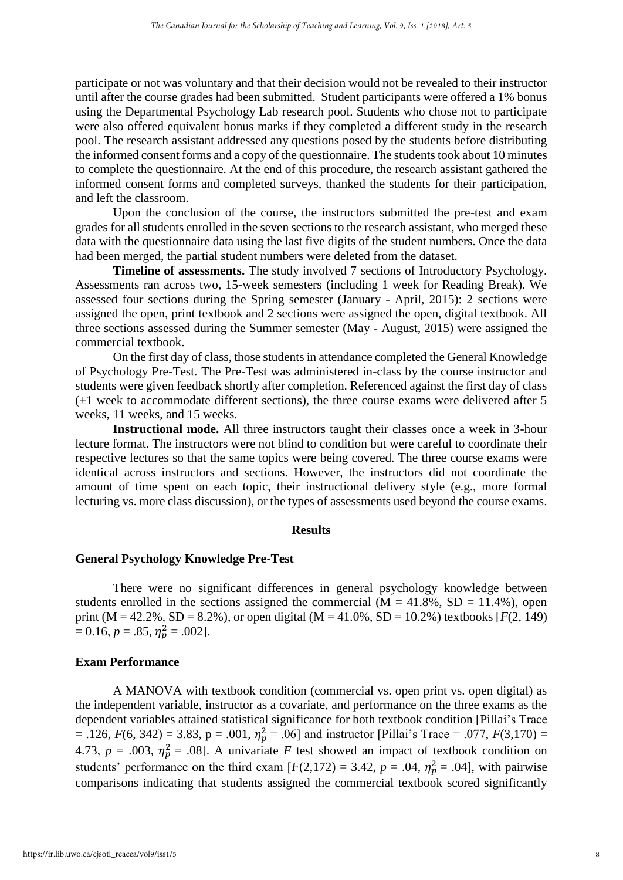participate or not was voluntary and that their decision would not be revealed to their instructor until after the course grades had been submitted. Student participants were offered a 1% bonus using the Departmental Psychology Lab research pool. Students who chose not to participate were also offered equivalent bonus marks if they completed a different study in the research pool. The research assistant addressed any questions posed by the students before distributing the informed consent forms and a copy of the questionnaire. The students took about 10 minutes to complete the questionnaire. At the end of this procedure, the research assistant gathered the informed consent forms and completed surveys, thanked the students for their participation, and left the classroom.

Upon the conclusion of the course, the instructors submitted the pre-test and exam grades for all students enrolled in the seven sections to the research assistant, who merged these data with the questionnaire data using the last five digits of the student numbers. Once the data had been merged, the partial student numbers were deleted from the dataset.

**Timeline of assessments.** The study involved 7 sections of Introductory Psychology. Assessments ran across two, 15-week semesters (including 1 week for Reading Break). We assessed four sections during the Spring semester (January - April, 2015): 2 sections were assigned the open, print textbook and 2 sections were assigned the open, digital textbook. All three sections assessed during the Summer semester (May - August, 2015) were assigned the commercial textbook.

On the first day of class, those students in attendance completed the General Knowledge of Psychology Pre-Test. The Pre-Test was administered in-class by the course instructor and students were given feedback shortly after completion. Referenced against the first day of class (±1 week to accommodate different sections), the three course exams were delivered after 5 weeks, 11 weeks, and 15 weeks.

**Instructional mode.** All three instructors taught their classes once a week in 3-hour lecture format. The instructors were not blind to condition but were careful to coordinate their respective lectures so that the same topics were being covered. The three course exams were identical across instructors and sections. However, the instructors did not coordinate the amount of time spent on each topic, their instructional delivery style (e.g., more formal lecturing vs. more class discussion), or the types of assessments used beyond the course exams.

## Results

### General Psychology Knowledge Pre-Test

There were no significant differences in general psychology knowledge between students enrolled in the sections assigned the commercial (M = 41.8%, SD = 11.4%), open print (M = 42.2%, SD = 8.2%), or open digital (M = 41.0%, SD = 10.2%) textbooks [$F(2, 149) = 0.16$, $p = .85$, $\eta_p^2 = .002$].

### Exam Performance

A MANOVA with textbook condition (commercial vs. open print vs. open digital) as the independent variable, instructor as a covariate, and performance on the three exams as the dependent variables attained statistical significance for both textbook condition [Pillai's Trace = .126, $F(6, 342) = 3.83$, p = .001, $\eta_p^2 = .06$] and instructor [Pillai's Trace = .077, $F(3,170) = 4.73$, $p = .003$, $\eta_p^2 = .08$]. A univariate $F$ test showed an impact of textbook condition on students' performance on the third exam [$F(2,172) = 3.42$, $p = .04$, $\eta_p^2 = .04$], with pairwise comparisons indicating that students assigned the commercial textbook scored significantly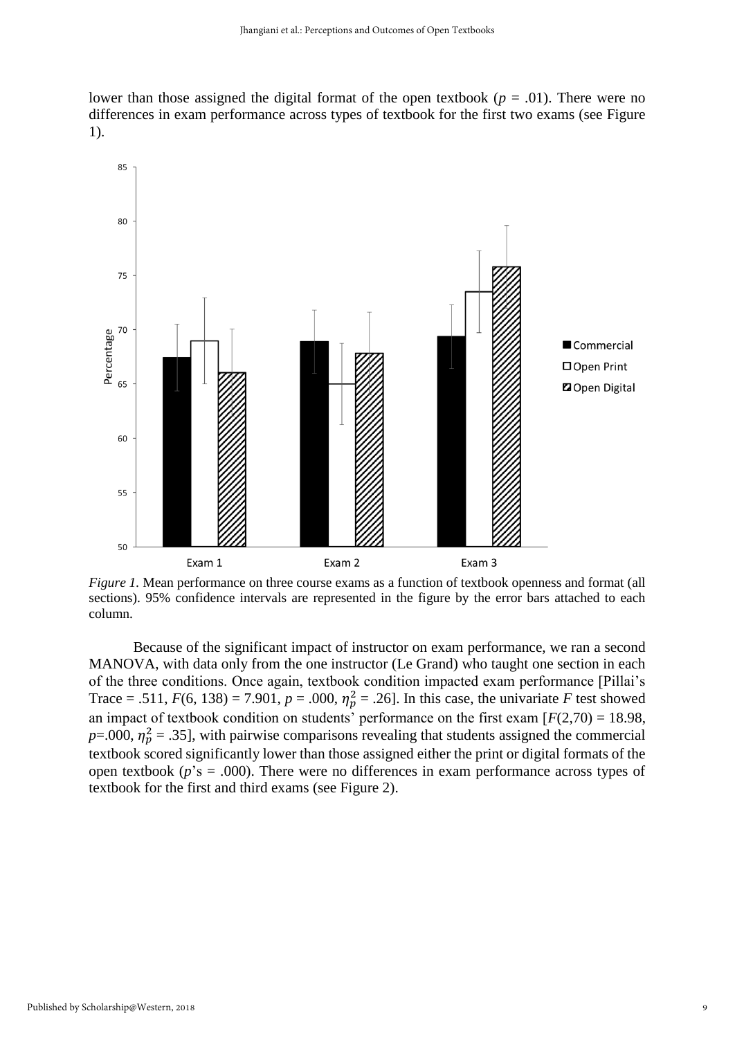lower than those assigned the digital format of the open textbook ($p$ = .01). There were no differences in exam performance across types of textbook for the first two exams (see Figure 1).

*Figure 1*. Mean performance on three course exams as a function of textbook openness and format (all sections). 95% confidence intervals are represented in the figure by the error bars attached to each column.

Because of the significant impact of instructor on exam performance, we ran a second MANOVA, with data only from the one instructor (Le Grand) who taught one section in each of the three conditions. Once again, textbook condition impacted exam performance [Pillai's Trace = .511, $F(6, 138) = 7.901$, $p = .000$, $\eta_p^2 = .26$]. In this case, the univariate $F$ test showed an impact of textbook condition on students' performance on the first exam [$F(2,70) = 18.98$, $p$=.000, $\eta_p^2 = .35$], with pairwise comparisons revealing that students assigned the commercial textbook scored significantly lower than those assigned either the print or digital formats of the open textbook ($p$'s = .000). There were no differences in exam performance across types of textbook for the first and third exams (see Figure 2).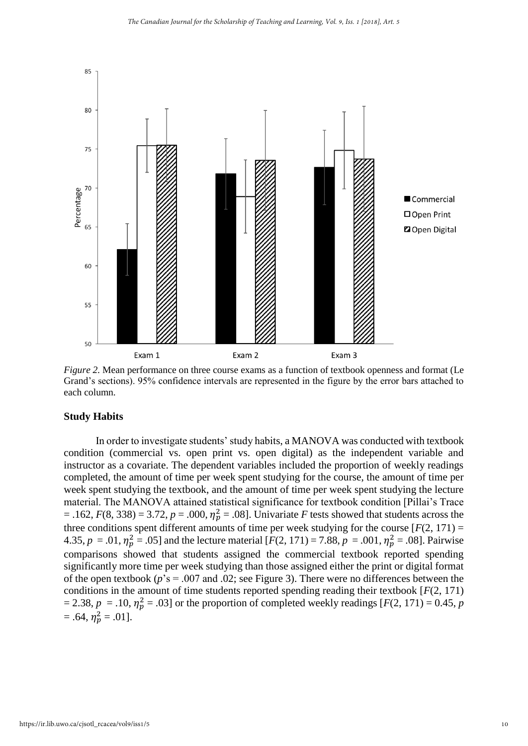*Figure 2.* Mean performance on three course exams as a function of textbook openness and format (Le Grand's sections). 95% confidence intervals are represented in the figure by the error bars attached to each column.

## Study Habits

In order to investigate students' study habits, a MANOVA was conducted with textbook condition (commercial vs. open print vs. open digital) as the independent variable and instructor as a covariate. The dependent variables included the proportion of weekly readings completed, the amount of time per week spent studying for the course, the amount of time per week spent studying the textbook, and the amount of time per week spent studying the lecture material. The MANOVA attained statistical significance for textbook condition [Pillai's Trace = .162, $F(8, 338) = 3.72$, $p = .000$, $\eta_p^2 = .08$]. Univariate $F$ tests showed that students across the three conditions spent different amounts of time per week studying for the course [$F(2, 171) = 4.35$, $p = .01$, $\eta_p^2 = .05$] and the lecture material [$F(2, 171) = 7.88$, $p = .001$, $\eta_p^2 = .08$]. Pairwise comparisons showed that students assigned the commercial textbook reported spending significantly more time per week studying than those assigned either the print or digital format of the open textbook ($p$'s = .007 and .02; see Figure 3). There were no differences between the conditions in the amount of time students reported spending reading their textbook [$F(2, 171) = 2.38$, $p = .10$, $\eta_p^2 = .03$] or the proportion of completed weekly readings [$F(2, 171) = 0.45$, $p = .64$, $\eta_p^2 = .01$].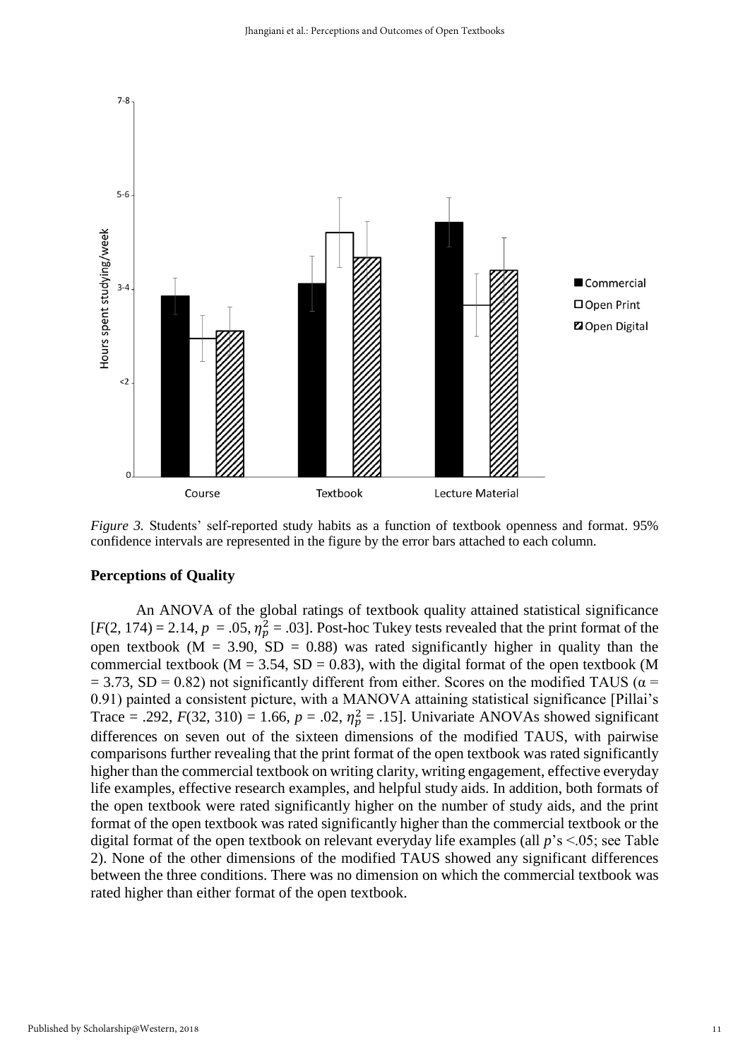*Figure 3.* Students' self-reported study habits as a function of textbook openness and format. 95% confidence intervals are represented in the figure by the error bars attached to each column.

## Perceptions of Quality

An ANOVA of the global ratings of textbook quality attained statistical significance [$F(2, 174) = 2.14$, $p = .05$, $\eta_p^2 = .03$]. Post-hoc Tukey tests revealed that the print format of the open textbook (M = 3.90, SD = 0.88) was rated significantly higher in quality than the commercial textbook (M = 3.54, SD = 0.83), with the digital format of the open textbook (M = 3.73, SD = 0.82) not significantly different from either. Scores on the modified TAUS ($\alpha$ = 0.91) painted a consistent picture, with a MANOVA attaining statistical significance [Pillai's Trace = .292, $F(32, 310) = 1.66$, $p = .02$, $\eta_p^2 = .15$]. Univariate ANOVAs showed significant differences on seven out of the sixteen dimensions of the modified TAUS, with pairwise comparisons further revealing that the print format of the open textbook was rated significantly higher than the commercial textbook on writing clarity, writing engagement, effective everyday life examples, effective research examples, and helpful study aids. In addition, both formats of the open textbook were rated significantly higher on the number of study aids, and the print format of the open textbook was rated significantly higher than the commercial textbook or the digital format of the open textbook on relevant everyday life examples (all $p$'s <.05; see Table 2). None of the other dimensions of the modified TAUS showed any significant differences between the three conditions. There was no dimension on which the commercial textbook was rated higher than either format of the open textbook.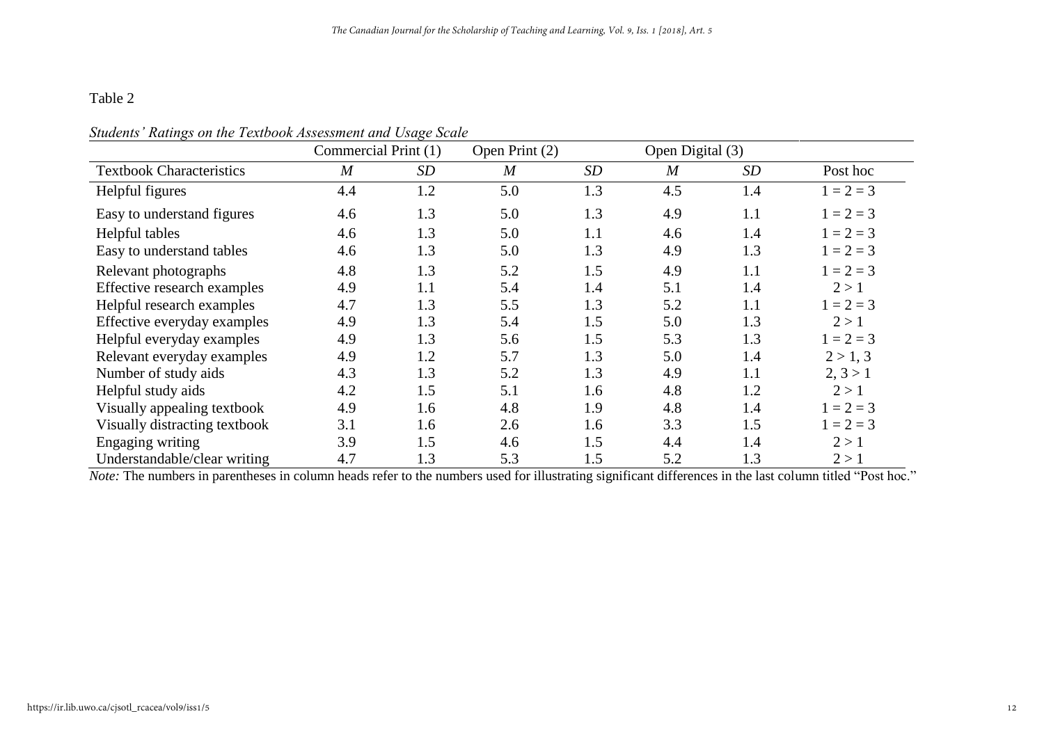Table 2

*Students' Ratings on the Textbook Assessment and Usage Scale*

| | Commercial Print (1) | | Open Print (2) | | Open Digital (3) | | |
|---|---|---|---|---|---|---|---|
| Textbook Characteristics | *M* | *SD* | *M* | *SD* | *M* | *SD* | Post hoc |
| Helpful figures | 4.4 | 1.2 | 5.0 | 1.3 | 4.5 | 1.4 | 1 = 2 = 3 |
| Easy to understand figures | 4.6 | 1.3 | 5.0 | 1.3 | 4.9 | 1.1 | 1 = 2 = 3 |
| Helpful tables | 4.6 | 1.3 | 5.0 | 1.1 | 4.6 | 1.4 | 1 = 2 = 3 |
| Easy to understand tables | 4.6 | 1.3 | 5.0 | 1.3 | 4.9 | 1.3 | 1 = 2 = 3 |
| Relevant photographs | 4.8 | 1.3 | 5.2 | 1.5 | 4.9 | 1.1 | 1 = 2 = 3 |
| Effective research examples | 4.9 | 1.1 | 5.4 | 1.4 | 5.1 | 1.4 | 2 > 1 |
| Helpful research examples | 4.7 | 1.3 | 5.5 | 1.3 | 5.2 | 1.1 | 1 = 2 = 3 |
| Effective everyday examples | 4.9 | 1.3 | 5.4 | 1.5 | 5.0 | 1.3 | 2 > 1 |
| Helpful everyday examples | 4.9 | 1.3 | 5.6 | 1.5 | 5.3 | 1.3 | 1 = 2 = 3 |
| Relevant everyday examples | 4.9 | 1.2 | 5.7 | 1.3 | 5.0 | 1.4 | 2 > 1, 3 |
| Number of study aids | 4.3 | 1.3 | 5.2 | 1.3 | 4.9 | 1.1 | 2, 3 > 1 |
| Helpful study aids | 4.2 | 1.5 | 5.1 | 1.6 | 4.8 | 1.2 | 2 > 1 |
| Visually appealing textbook | 4.9 | 1.6 | 4.8 | 1.9 | 4.8 | 1.4 | 1 = 2 = 3 |
| Visually distracting textbook | 3.1 | 1.6 | 2.6 | 1.6 | 3.3 | 1.5 | 1 = 2 = 3 |
| Engaging writing | 3.9 | 1.5 | 4.6 | 1.5 | 4.4 | 1.4 | 2 > 1 |
| Understandable/clear writing | 4.7 | 1.3 | 5.3 | 1.5 | 5.2 | 1.3 | 2 > 1 |

*Note:* The numbers in parentheses in column heads refer to the numbers used for illustrating significant differences in the last column titled "Post hoc."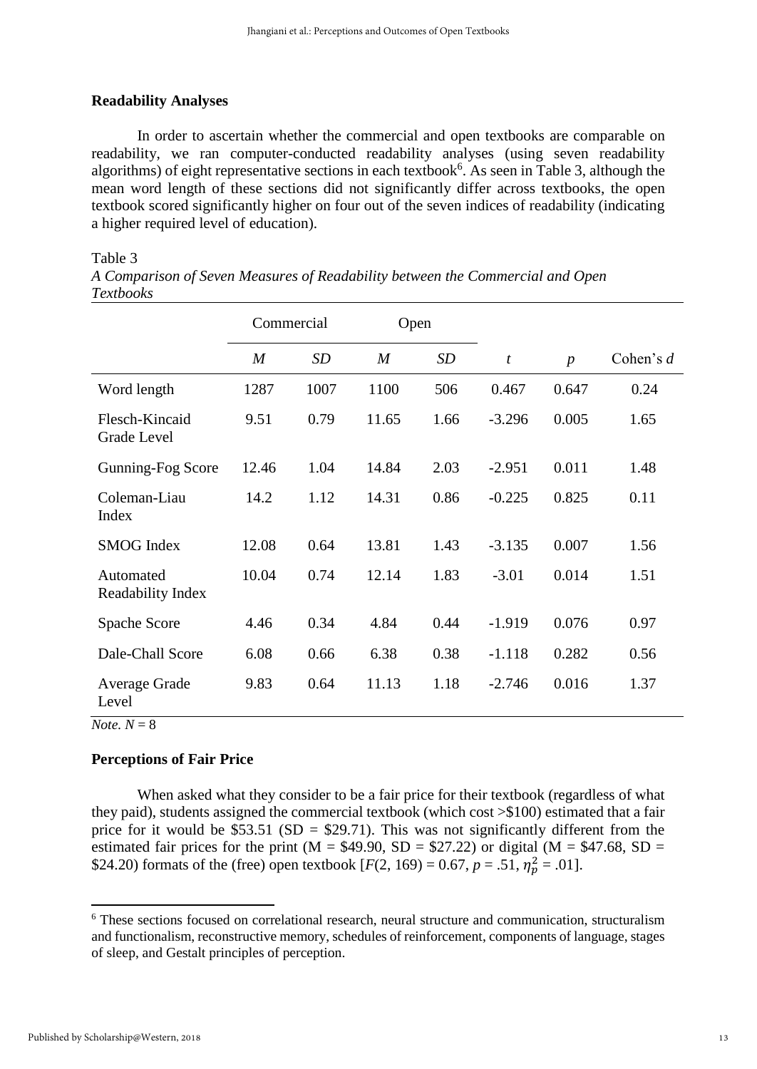## Readability Analyses

In order to ascertain whether the commercial and open textbooks are comparable on readability, we ran computer-conducted readability analyses (using seven readability algorithms) of eight representative sections in each textbook[6]. As seen in Table 3, although the mean word length of these sections did not significantly differ across textbooks, the open textbook scored significantly higher on four out of the seven indices of readability (indicating a higher required level of education).

Table 3

*A Comparison of Seven Measures of Readability between the Commercial and Open Textbooks*

| | Commercial | | Open | | | | |
|---|---|---|---|---|---|---|---|
| | *M* | *SD* | *M* | *SD* | *t* | *p* | Cohen's *d* |
| Word length | 1287 | 1007 | 1100 | 506 | 0.467 | 0.647 | 0.24 |
| Flesch-Kincaid Grade Level | 9.51 | 0.79 | 11.65 | 1.66 | -3.296 | 0.005 | 1.65 |
| Gunning-Fog Score | 12.46 | 1.04 | 14.84 | 2.03 | -2.951 | 0.011 | 1.48 |
| Coleman-Liau Index | 14.2 | 1.12 | 14.31 | 0.86 | -0.225 | 0.825 | 0.11 |
| SMOG Index | 12.08 | 0.64 | 13.81 | 1.43 | -3.135 | 0.007 | 1.56 |
| Automated Readability Index | 10.04 | 0.74 | 12.14 | 1.83 | -3.01 | 0.014 | 1.51 |
| Spache Score | 4.46 | 0.34 | 4.84 | 0.44 | -1.919 | 0.076 | 0.97 |
| Dale-Chall Score | 6.08 | 0.66 | 6.38 | 0.38 | -1.118 | 0.282 | 0.56 |
| Average Grade Level | 9.83 | 0.64 | 11.13 | 1.18 | -2.746 | 0.016 | 1.37 |

*Note.* $N = 8$

## Perceptions of Fair Price

When asked what they consider to be a fair price for their textbook (regardless of what they paid), students assigned the commercial textbook (which cost >$100) estimated that a fair price for it would be $53.51 (SD = $29.71). This was not significantly different from the estimated fair prices for the print (M = $49.90, SD = $27.22) or digital (M = $47.68, SD = $24.20) formats of the (free) open textbook [$F(2, 169) = 0.67$, $p = .51$, $\eta_p^2 = .01$].

[6] These sections focused on correlational research, neural structure and communication, structuralism and functionalism, reconstructive memory, schedules of reinforcement, components of language, stages of sleep, and Gestalt principles of perception.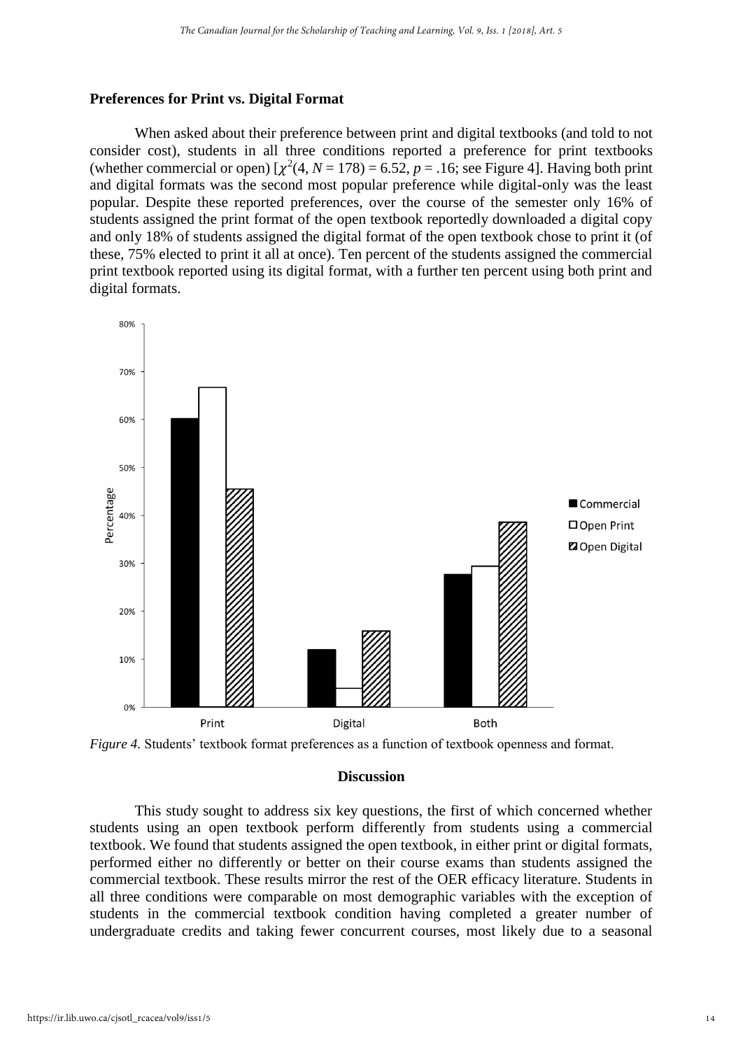## Preferences for Print vs. Digital Format

When asked about their preference between print and digital textbooks (and told to not consider cost), students in all three conditions reported a preference for print textbooks (whether commercial or open) [$\chi^2(4, N = 178) = 6.52$, $p = .16$; see Figure 4]. Having both print and digital formats was the second most popular preference while digital-only was the least popular. Despite these reported preferences, over the course of the semester only 16% of students assigned the print format of the open textbook reportedly downloaded a digital copy and only 18% of students assigned the digital format of the open textbook chose to print it (of these, 75% elected to print it all at once). Ten percent of the students assigned the commercial print textbook reported using its digital format, with a further ten percent using both print and digital formats.

*Figure 4.* Students' textbook format preferences as a function of textbook openness and format.

## Discussion

This study sought to address six key questions, the first of which concerned whether students using an open textbook perform differently from students using a commercial textbook. We found that students assigned the open textbook, in either print or digital formats, performed either no differently or better on their course exams than students assigned the commercial textbook. These results mirror the rest of the OER efficacy literature. Students in all three conditions were comparable on most demographic variables with the exception of students in the commercial textbook condition having completed a greater number of undergraduate credits and taking fewer concurrent courses, most likely due to a seasonal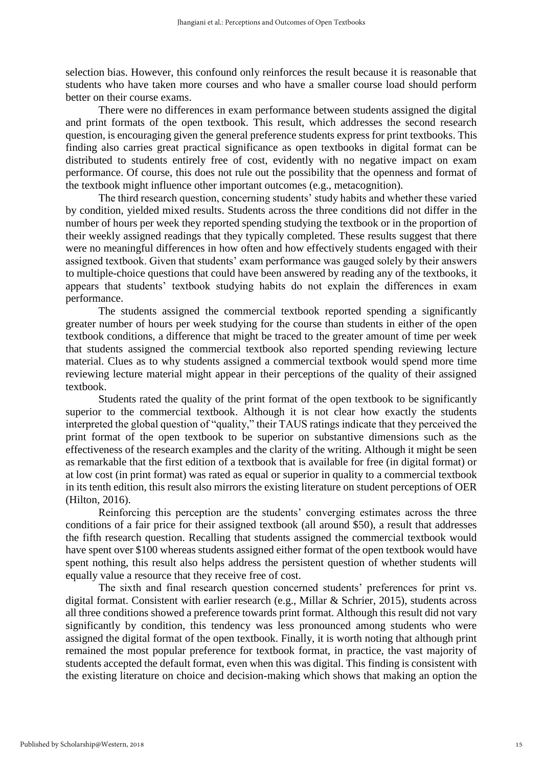selection bias. However, this confound only reinforces the result because it is reasonable that students who have taken more courses and who have a smaller course load should perform better on their course exams.

There were no differences in exam performance between students assigned the digital and print formats of the open textbook. This result, which addresses the second research question, is encouraging given the general preference students express for print textbooks. This finding also carries great practical significance as open textbooks in digital format can be distributed to students entirely free of cost, evidently with no negative impact on exam performance. Of course, this does not rule out the possibility that the openness and format of the textbook might influence other important outcomes (e.g., metacognition).

The third research question, concerning students' study habits and whether these varied by condition, yielded mixed results. Students across the three conditions did not differ in the number of hours per week they reported spending studying the textbook or in the proportion of their weekly assigned readings that they typically completed. These results suggest that there were no meaningful differences in how often and how effectively students engaged with their assigned textbook. Given that students' exam performance was gauged solely by their answers to multiple-choice questions that could have been answered by reading any of the textbooks, it appears that students' textbook studying habits do not explain the differences in exam performance.

The students assigned the commercial textbook reported spending a significantly greater number of hours per week studying for the course than students in either of the open textbook conditions, a difference that might be traced to the greater amount of time per week that students assigned the commercial textbook also reported spending reviewing lecture material. Clues as to why students assigned a commercial textbook would spend more time reviewing lecture material might appear in their perceptions of the quality of their assigned textbook.

Students rated the quality of the print format of the open textbook to be significantly superior to the commercial textbook. Although it is not clear how exactly the students interpreted the global question of "quality," their TAUS ratings indicate that they perceived the print format of the open textbook to be superior on substantive dimensions such as the effectiveness of the research examples and the clarity of the writing. Although it might be seen as remarkable that the first edition of a textbook that is available for free (in digital format) or at low cost (in print format) was rated as equal or superior in quality to a commercial textbook in its tenth edition, this result also mirrors the existing literature on student perceptions of OER (Hilton, 2016).

Reinforcing this perception are the students' converging estimates across the three conditions of a fair price for their assigned textbook (all around $50), a result that addresses the fifth research question. Recalling that students assigned the commercial textbook would have spent over $100 whereas students assigned either format of the open textbook would have spent nothing, this result also helps address the persistent question of whether students will equally value a resource that they receive free of cost.

The sixth and final research question concerned students' preferences for print vs. digital format. Consistent with earlier research (e.g., Millar & Schrier, 2015), students across all three conditions showed a preference towards print format. Although this result did not vary significantly by condition, this tendency was less pronounced among students who were assigned the digital format of the open textbook. Finally, it is worth noting that although print remained the most popular preference for textbook format, in practice, the vast majority of students accepted the default format, even when this was digital. This finding is consistent with the existing literature on choice and decision-making which shows that making an option the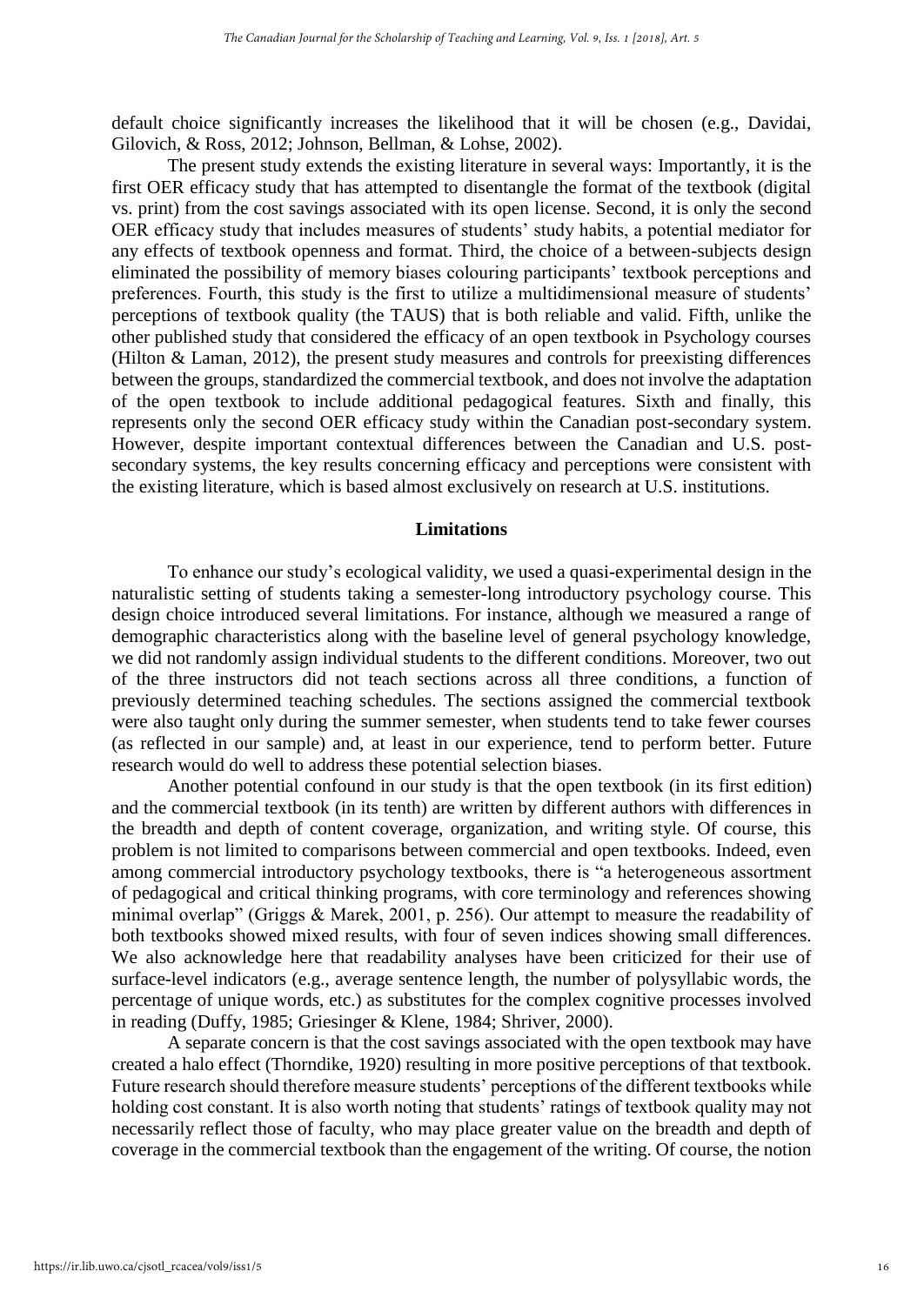default choice significantly increases the likelihood that it will be chosen (e.g., Davidai, Gilovich, & Ross, 2012; Johnson, Bellman, & Lohse, 2002).

The present study extends the existing literature in several ways: Importantly, it is the first OER efficacy study that has attempted to disentangle the format of the textbook (digital vs. print) from the cost savings associated with its open license. Second, it is only the second OER efficacy study that includes measures of students' study habits, a potential mediator for any effects of textbook openness and format. Third, the choice of a between-subjects design eliminated the possibility of memory biases colouring participants' textbook perceptions and preferences. Fourth, this study is the first to utilize a multidimensional measure of students' perceptions of textbook quality (the TAUS) that is both reliable and valid. Fifth, unlike the other published study that considered the efficacy of an open textbook in Psychology courses (Hilton & Laman, 2012), the present study measures and controls for preexisting differences between the groups, standardized the commercial textbook, and does not involve the adaptation of the open textbook to include additional pedagogical features. Sixth and finally, this represents only the second OER efficacy study within the Canadian post-secondary system. However, despite important contextual differences between the Canadian and U.S. post-secondary systems, the key results concerning efficacy and perceptions were consistent with the existing literature, which is based almost exclusively on research at U.S. institutions.

## Limitations

To enhance our study's ecological validity, we used a quasi-experimental design in the naturalistic setting of students taking a semester-long introductory psychology course. This design choice introduced several limitations. For instance, although we measured a range of demographic characteristics along with the baseline level of general psychology knowledge, we did not randomly assign individual students to the different conditions. Moreover, two out of the three instructors did not teach sections across all three conditions, a function of previously determined teaching schedules. The sections assigned the commercial textbook were also taught only during the summer semester, when students tend to take fewer courses (as reflected in our sample) and, at least in our experience, tend to perform better. Future research would do well to address these potential selection biases.

Another potential confound in our study is that the open textbook (in its first edition) and the commercial textbook (in its tenth) are written by different authors with differences in the breadth and depth of content coverage, organization, and writing style. Of course, this problem is not limited to comparisons between commercial and open textbooks. Indeed, even among commercial introductory psychology textbooks, there is "a heterogeneous assortment of pedagogical and critical thinking programs, with core terminology and references showing minimal overlap" (Griggs & Marek, 2001, p. 256). Our attempt to measure the readability of both textbooks showed mixed results, with four of seven indices showing small differences. We also acknowledge here that readability analyses have been criticized for their use of surface-level indicators (e.g., average sentence length, the number of polysyllabic words, the percentage of unique words, etc.) as substitutes for the complex cognitive processes involved in reading (Duffy, 1985; Griesinger & Klene, 1984; Shriver, 2000).

A separate concern is that the cost savings associated with the open textbook may have created a halo effect (Thorndike, 1920) resulting in more positive perceptions of that textbook. Future research should therefore measure students' perceptions of the different textbooks while holding cost constant. It is also worth noting that students' ratings of textbook quality may not necessarily reflect those of faculty, who may place greater value on the breadth and depth of coverage in the commercial textbook than the engagement of the writing. Of course, the notion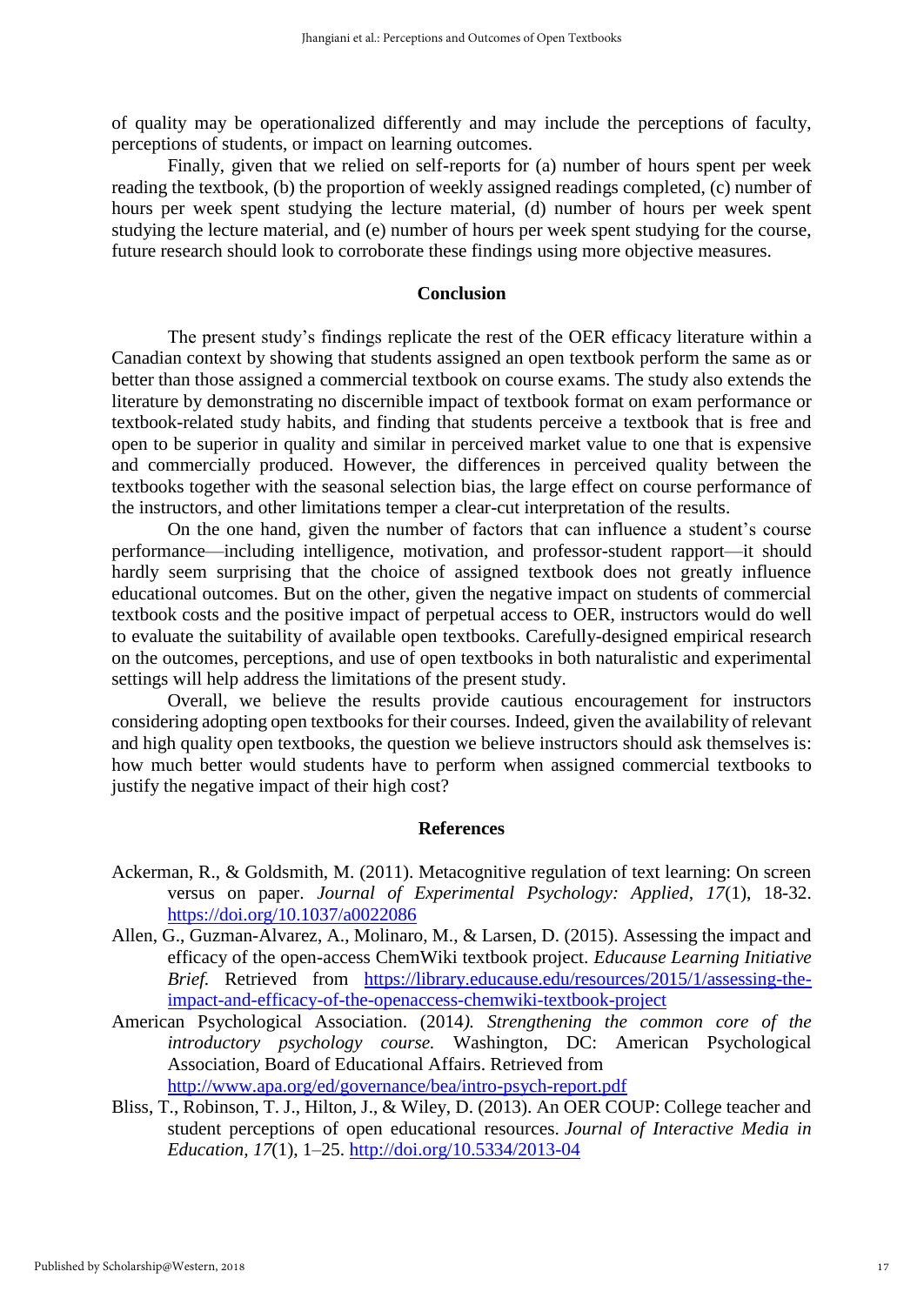of quality may be operationalized differently and may include the perceptions of faculty, perceptions of students, or impact on learning outcomes.

Finally, given that we relied on self-reports for (a) number of hours spent per week reading the textbook, (b) the proportion of weekly assigned readings completed, (c) number of hours per week spent studying the lecture material, (d) number of hours per week spent studying the lecture material, and (e) number of hours per week spent studying for the course, future research should look to corroborate these findings using more objective measures.

## Conclusion

The present study's findings replicate the rest of the OER efficacy literature within a Canadian context by showing that students assigned an open textbook perform the same as or better than those assigned a commercial textbook on course exams. The study also extends the literature by demonstrating no discernible impact of textbook format on exam performance or textbook-related study habits, and finding that students perceive a textbook that is free and open to be superior in quality and similar in perceived market value to one that is expensive and commercially produced. However, the differences in perceived quality between the textbooks together with the seasonal selection bias, the large effect on course performance of the instructors, and other limitations temper a clear-cut interpretation of the results.

On the one hand, given the number of factors that can influence a student's course performance—including intelligence, motivation, and professor-student rapport—it should hardly seem surprising that the choice of assigned textbook does not greatly influence educational outcomes. But on the other, given the negative impact on students of commercial textbook costs and the positive impact of perpetual access to OER, instructors would do well to evaluate the suitability of available open textbooks. Carefully-designed empirical research on the outcomes, perceptions, and use of open textbooks in both naturalistic and experimental settings will help address the limitations of the present study.

Overall, we believe the results provide cautious encouragement for instructors considering adopting open textbooks for their courses. Indeed, given the availability of relevant and high quality open textbooks, the question we believe instructors should ask themselves is: how much better would students have to perform when assigned commercial textbooks to justify the negative impact of their high cost?

## References

Ackerman, R., & Goldsmith, M. (2011). Metacognitive regulation of text learning: On screen versus on paper. *Journal of Experimental Psychology: Applied, 17*(1), 18-32. https://doi.org/10.1037/a0022086

Allen, G., Guzman-Alvarez, A., Molinaro, M., & Larsen, D. (2015). Assessing the impact and efficacy of the open-access ChemWiki textbook project. *Educause Learning Initiative Brief.* Retrieved from https://library.educause.edu/resources/2015/1/assessing-the-impact-and-efficacy-of-the-openaccess-chemwiki-textbook-project

American Psychological Association. (2014*). Strengthening the common core of the introductory psychology course.* Washington, DC: American Psychological Association, Board of Educational Affairs. Retrieved from http://www.apa.org/ed/governance/bea/intro-psych-report.pdf

Bliss, T., Robinson, T. J., Hilton, J., & Wiley, D. (2013). An OER COUP: College teacher and student perceptions of open educational resources. *Journal of Interactive Media in Education*, *17*(1), 1–25. http://doi.org/10.5334/2013-04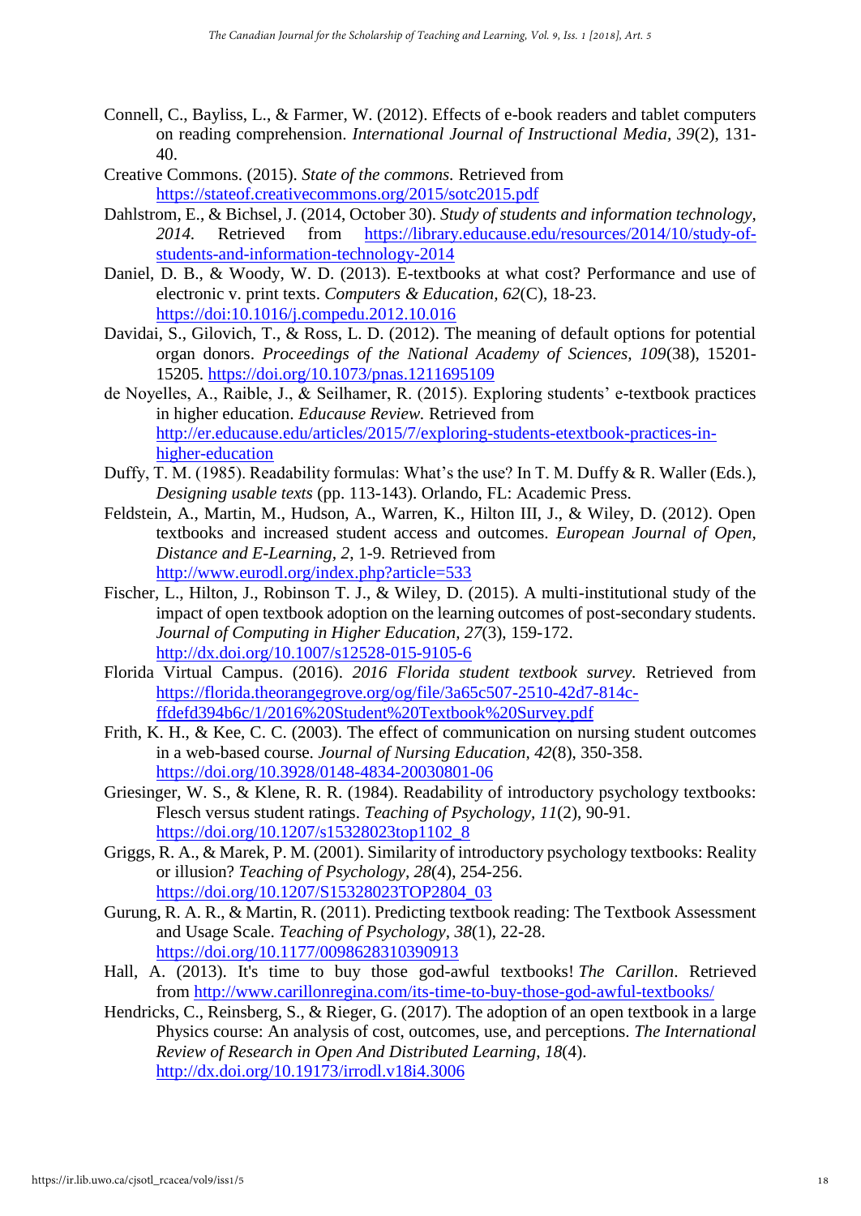Connell, C., Bayliss, L., & Farmer, W. (2012). Effects of e-book readers and tablet computers on reading comprehension. *International Journal of Instructional Media*, *39*(2), 131-40.

Creative Commons. (2015). *State of the commons.* Retrieved from https://stateof.creativecommons.org/2015/sotc2015.pdf

Dahlstrom, E., & Bichsel, J. (2014, October 30). *Study of students and information technology, 2014.* Retrieved from https://library.educause.edu/resources/2014/10/study-of-students-and-information-technology-2014

Daniel, D. B., & Woody, W. D. (2013). E-textbooks at what cost? Performance and use of electronic v. print texts. *Computers & Education, 62*(C), 18-23. https://doi:10.1016/j.compedu.2012.10.016

Davidai, S., Gilovich, T., & Ross, L. D. (2012). The meaning of default options for potential organ donors. *Proceedings of the National Academy of Sciences, 109*(38), 15201-15205. https://doi.org/10.1073/pnas.1211695109

de Noyelles, A., Raible, J., & Seilhamer, R. (2015). Exploring students' e-textbook practices in higher education. *Educause Review.* Retrieved from http://er.educause.edu/articles/2015/7/exploring-students-etextbook-practices-in-higher-education

Duffy, T. M. (1985). Readability formulas: What's the use? In T. M. Duffy & R. Waller (Eds.), *Designing usable texts* (pp. 113-143). Orlando, FL: Academic Press.

Feldstein, A., Martin, M., Hudson, A., Warren, K., Hilton III, J., & Wiley, D. (2012). Open textbooks and increased student access and outcomes. *European Journal of Open, Distance and E-Learning, 2*, 1-9. Retrieved from http://www.eurodl.org/index.php?article=533

Fischer, L., Hilton, J., Robinson T. J., & Wiley, D. (2015). A multi-institutional study of the impact of open textbook adoption on the learning outcomes of post-secondary students. *Journal of Computing in Higher Education*, *27*(3), 159-172. http://dx.doi.org/10.1007/s12528-015-9105-6

Florida Virtual Campus. (2016). *2016 Florida student textbook survey.* Retrieved from https://florida.theorangegrove.org/og/file/3a65c507-2510-42d7-814c-ffdefd394b6c/1/2016%20Student%20Textbook%20Survey.pdf

Frith, K. H., & Kee, C. C. (2003). The effect of communication on nursing student outcomes in a web-based course. *Journal of Nursing Education, 42*(8), 350-358. https://doi.org/10.3928/0148-4834-20030801-06

Griesinger, W. S., & Klene, R. R. (1984). Readability of introductory psychology textbooks: Flesch versus student ratings. *Teaching of Psychology, 11*(2), 90-91. https://doi.org/10.1207/s15328023top1102_8

Griggs, R. A., & Marek, P. M. (2001). Similarity of introductory psychology textbooks: Reality or illusion? *Teaching of Psychology*, *28*(4), 254-256. https://doi.org/10.1207/S15328023TOP2804_03

Gurung, R. A. R., & Martin, R. (2011). Predicting textbook reading: The Textbook Assessment and Usage Scale. *Teaching of Psychology, 38*(1), 22-28. https://doi.org/10.1177/0098628310390913

Hall, A. (2013). It's time to buy those god-awful textbooks! *The Carillon*. Retrieved from http://www.carillonregina.com/its-time-to-buy-those-god-awful-textbooks/

Hendricks, C., Reinsberg, S., & Rieger, G. (2017). The adoption of an open textbook in a large Physics course: An analysis of cost, outcomes, use, and perceptions. *The International Review of Research in Open And Distributed Learning*, *18*(4). http://dx.doi.org/10.19173/irrodl.v18i4.3006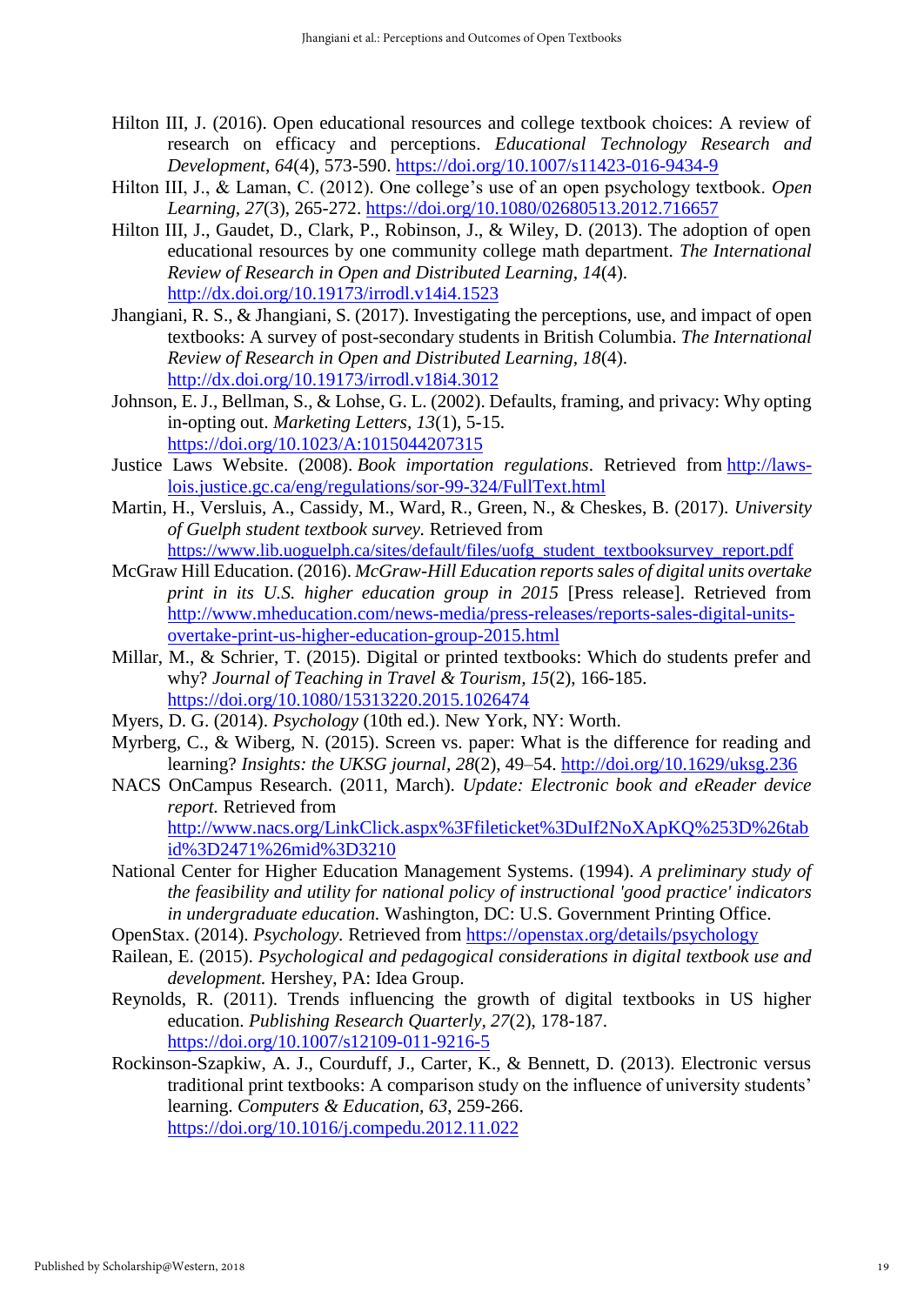Hilton III, J. (2016). Open educational resources and college textbook choices: A review of research on efficacy and perceptions. *Educational Technology Research and Development*, *64*(4), 573-590. https://doi.org/10.1007/s11423-016-9434-9

Hilton III, J., & Laman, C. (2012). One college's use of an open psychology textbook. *Open Learning*, *27*(3), 265-272. https://doi.org/10.1080/02680513.2012.716657

Hilton III, J., Gaudet, D., Clark, P., Robinson, J., & Wiley, D. (2013). The adoption of open educational resources by one community college math department. *The International Review of Research in Open and Distributed Learning*, *14*(4). http://dx.doi.org/10.19173/irrodl.v14i4.1523

Jhangiani, R. S., & Jhangiani, S. (2017). Investigating the perceptions, use, and impact of open textbooks: A survey of post-secondary students in British Columbia. *The International Review of Research in Open and Distributed Learning*, *18*(4). http://dx.doi.org/10.19173/irrodl.v18i4.3012

Johnson, E. J., Bellman, S., & Lohse, G. L. (2002). Defaults, framing, and privacy: Why opting in-opting out. *Marketing Letters*, *13*(1), 5-15. https://doi.org/10.1023/A:1015044207315

Justice Laws Website. (2008). *Book importation regulations*. Retrieved from http://laws-lois.justice.gc.ca/eng/regulations/sor-99-324/FullText.html

Martin, H., Versluis, A., Cassidy, M., Ward, R., Green, N., & Cheskes, B. (2017). *University of Guelph student textbook survey.* Retrieved from https://www.lib.uoguelph.ca/sites/default/files/uofg_student_textbooksurvey_report.pdf

McGraw Hill Education. (2016). *McGraw-Hill Education reports sales of digital units overtake print in its U.S. higher education group in 2015* [Press release]. Retrieved from http://www.mheducation.com/news-media/press-releases/reports-sales-digital-units-overtake-print-us-higher-education-group-2015.html

Millar, M., & Schrier, T. (2015). Digital or printed textbooks: Which do students prefer and why? *Journal of Teaching in Travel & Tourism*, *15*(2), 166-185. https://doi.org/10.1080/15313220.2015.1026474

Myers, D. G. (2014). *Psychology* (10th ed.). New York, NY: Worth.

Myrberg, C., & Wiberg, N. (2015). Screen vs. paper: What is the difference for reading and learning? *Insights: the UKSG journal*, *28*(2), 49–54. http://doi.org/10.1629/uksg.236

NACS OnCampus Research. (2011, March). *Update: Electronic book and eReader device report*. Retrieved from http://www.nacs.org/LinkClick.aspx%3Ffileticket%3DuIf2NoXApKQ%253D%26tabid%3D2471%26mid%3D3210

National Center for Higher Education Management Systems. (1994). *A preliminary study of the feasibility and utility for national policy of instructional 'good practice' indicators in undergraduate education.* Washington, DC: U.S. Government Printing Office.

OpenStax. (2014). *Psychology.* Retrieved from https://openstax.org/details/psychology

Railean, E. (2015). *Psychological and pedagogical considerations in digital textbook use and development.* Hershey, PA: Idea Group.

Reynolds, R. (2011). Trends influencing the growth of digital textbooks in US higher education. *Publishing Research Quarterly*, *27*(2), 178-187. https://doi.org/10.1007/s12109-011-9216-5

Rockinson-Szapkiw, A. J., Courduff, J., Carter, K., & Bennett, D. (2013). Electronic versus traditional print textbooks: A comparison study on the influence of university students' learning. *Computers & Education*, *63*, 259-266. https://doi.org/10.1016/j.compedu.2012.11.022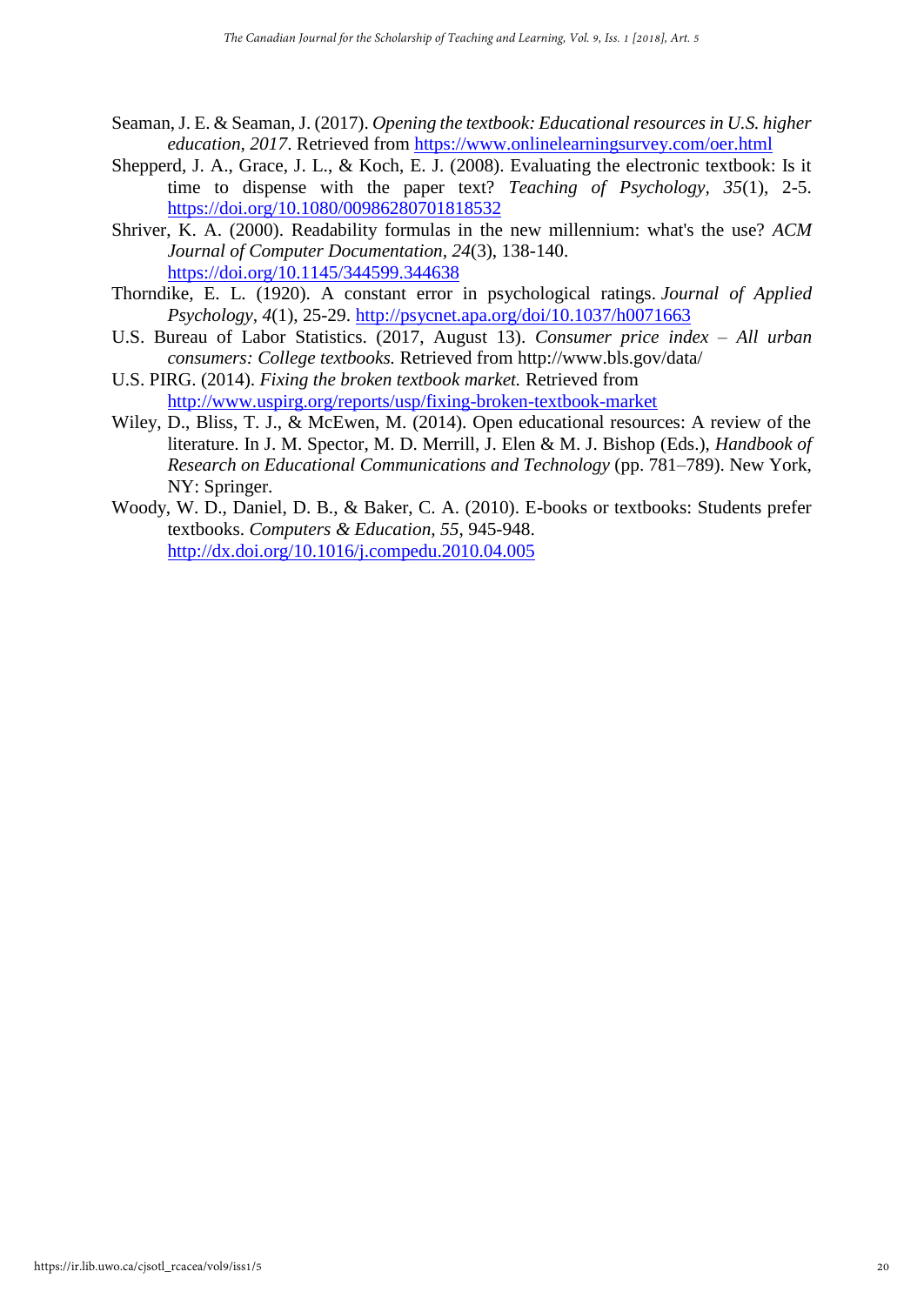Seaman, J. E. & Seaman, J. (2017). *Opening the textbook: Educational resources in U.S. higher education, 2017*. Retrieved from https://www.onlinelearningsurvey.com/oer.html

Shepperd, J. A., Grace, J. L., & Koch, E. J. (2008). Evaluating the electronic textbook: Is it time to dispense with the paper text? *Teaching of Psychology*, *35*(1), 2-5. https://doi.org/10.1080/00986280701818532

Shriver, K. A. (2000). Readability formulas in the new millennium: what's the use? *ACM Journal of Computer Documentation, 24*(3), 138-140. https://doi.org/10.1145/344599.344638

Thorndike, E. L. (1920). A constant error in psychological ratings. *Journal of Applied Psychology, 4*(1), 25-29. http://psycnet.apa.org/doi/10.1037/h0071663

U.S. Bureau of Labor Statistics. (2017, August 13). *Consumer price index – All urban consumers: College textbooks.* Retrieved from http://www.bls.gov/data/

U.S. PIRG. (2014). *Fixing the broken textbook market.* Retrieved from http://www.uspirg.org/reports/usp/fixing-broken-textbook-market

Wiley, D., Bliss, T. J., & McEwen, M. (2014). Open educational resources: A review of the literature. In J. M. Spector, M. D. Merrill, J. Elen & M. J. Bishop (Eds.), *Handbook of Research on Educational Communications and Technology* (pp. 781–789). New York, NY: Springer.

Woody, W. D., Daniel, D. B., & Baker, C. A. (2010). E-books or textbooks: Students prefer textbooks. *Computers & Education, 55*, 945-948. http://dx.doi.org/10.1016/j.compedu.2010.04.005